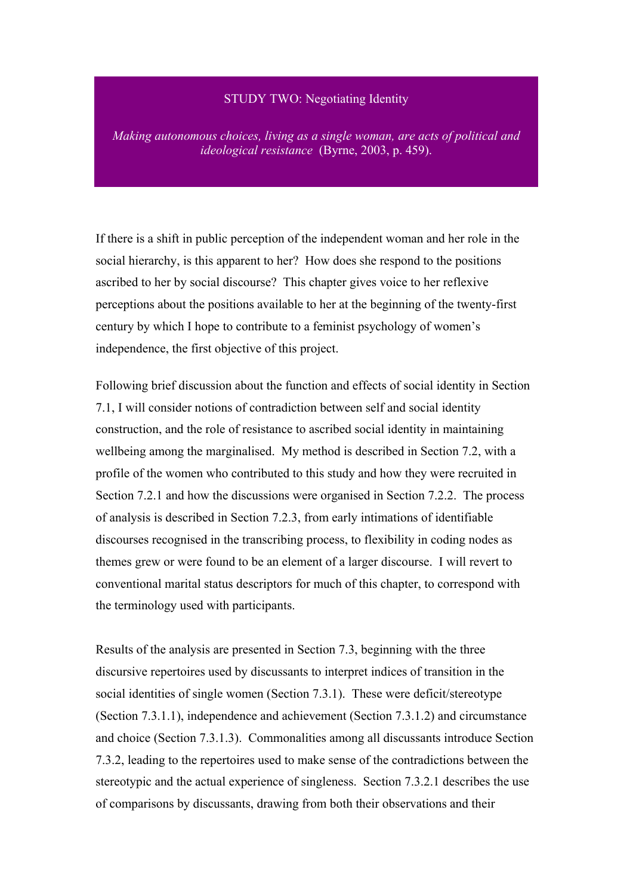# STUDY TWO: Negotiating Identity

*Making autonomous choices, living as a single woman, are acts of political and ideological resistance* (Byrne, 2003, p. 459).

If there is a shift in public perception of the independent woman and her role in the social hierarchy, is this apparent to her? How does she respond to the positions ascribed to her by social discourse? This chapter gives voice to her reflexive perceptions about the positions available to her at the beginning of the twenty-first century by which I hope to contribute to a feminist psychology of women's independence, the first objective of this project.

Following brief discussion about the function and effects of social identity in Section 7.1, I will consider notions of contradiction between self and social identity construction, and the role of resistance to ascribed social identity in maintaining wellbeing among the marginalised. My method is described in Section 7.2, with a profile of the women who contributed to this study and how they were recruited in Section 7.2.1 and how the discussions were organised in Section 7.2.2. The process of analysis is described in Section 7.2.3, from early intimations of identifiable discourses recognised in the transcribing process, to flexibility in coding nodes as themes grew or were found to be an element of a larger discourse. I will revert to conventional marital status descriptors for much of this chapter, to correspond with the terminology used with participants.

Results of the analysis are presented in Section 7.3, beginning with the three discursive repertoires used by discussants to interpret indices of transition in the social identities of single women (Section 7.3.1). These were deficit/stereotype (Section 7.3.1.1), independence and achievement (Section 7.3.1.2) and circumstance and choice (Section 7.3.1.3). Commonalities among all discussants introduce Section 7.3.2, leading to the repertoires used to make sense of the contradictions between the stereotypic and the actual experience of singleness. Section 7.3.2.1 describes the use of comparisons by discussants, drawing from both their observations and their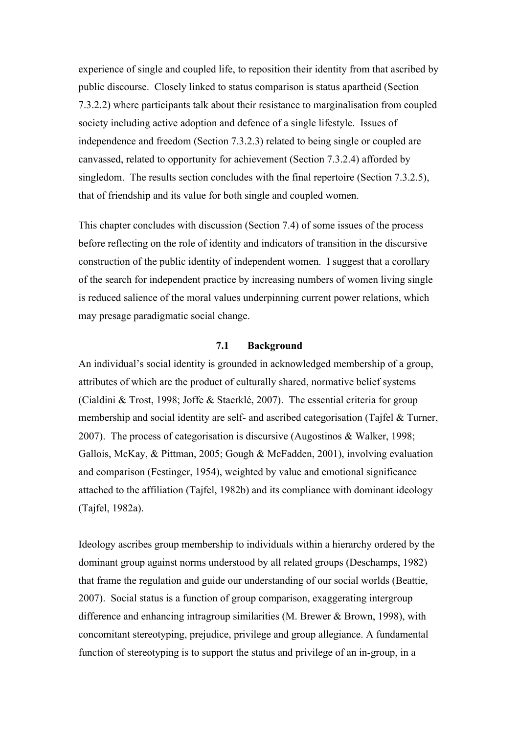experience of single and coupled life, to reposition their identity from that ascribed by public discourse. Closely linked to status comparison is status apartheid (Section 7.3.2.2) where participants talk about their resistance to marginalisation from coupled society including active adoption and defence of a single lifestyle. Issues of independence and freedom (Section 7.3.2.3) related to being single or coupled are canvassed, related to opportunity for achievement (Section 7.3.2.4) afforded by singledom. The results section concludes with the final repertoire (Section 7.3.2.5), that of friendship and its value for both single and coupled women.

This chapter concludes with discussion (Section 7.4) of some issues of the process before reflecting on the role of identity and indicators of transition in the discursive construction of the public identity of independent women. I suggest that a corollary of the search for independent practice by increasing numbers of women living single is reduced salience of the moral values underpinning current power relations, which may presage paradigmatic social change.

## 7.1 Background

An individual's social identity is grounded in acknowledged membership of a group, attributes of which are the product of culturally shared, normative belief systems (Cialdini & Trost, 1998; Joffe & Staerklé, 2007). The essential criteria for group membership and social identity are self- and ascribed categorisation (Tajfel & Turner, 2007). The process of categorisation is discursive (Augostinos & Walker, 1998; Gallois, McKay, & Pittman, 2005; Gough & McFadden, 2001), involving evaluation and comparison (Festinger, 1954), weighted by value and emotional significance attached to the affiliation (Tajfel, 1982b) and its compliance with dominant ideology (Tajfel, 1982a).

Ideology ascribes group membership to individuals within a hierarchy ordered by the dominant group against norms understood by all related groups (Deschamps, 1982) that frame the regulation and guide our understanding of our social worlds (Beattie, 2007). Social status is a function of group comparison, exaggerating intergroup difference and enhancing intragroup similarities (M. Brewer & Brown, 1998), with concomitant stereotyping, prejudice, privilege and group allegiance. A fundamental function of stereotyping is to support the status and privilege of an in-group, in a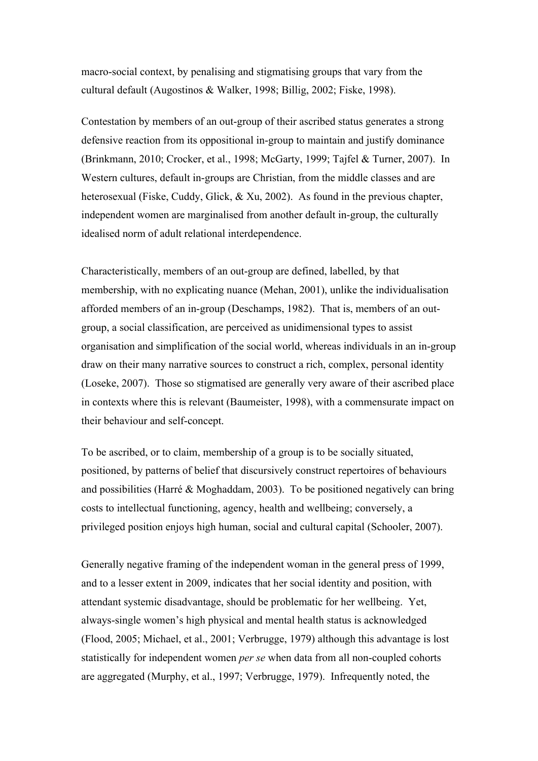macro-social context, by penalising and stigmatising groups that vary from the cultural default (Augostinos & Walker, 1998; Billig, 2002; Fiske, 1998).

Contestation by members of an out-group of their ascribed status generates a strong defensive reaction from its oppositional in-group to maintain and justify dominance (Brinkmann, 2010; Crocker, et al., 1998; McGarty, 1999; Tajfel & Turner, 2007). In Western cultures, default in-groups are Christian, from the middle classes and are heterosexual (Fiske, Cuddy, Glick, & Xu, 2002). As found in the previous chapter, independent women are marginalised from another default in-group, the culturally idealised norm of adult relational interdependence.

Characteristically, members of an out-group are defined, labelled, by that membership, with no explicating nuance (Mehan, 2001), unlike the individualisation afforded members of an in-group (Deschamps, 1982). That is, members of an out-group, a social classification, are perceived as unidimensional types to assist organisation and simplification of the social world, whereas individuals in an in-group draw on their many narrative sources to construct a rich, complex, personal identity (Loseke, 2007). Those so stigmatised are generally very aware of their ascribed place in contexts where this is relevant (Baumeister, 1998), with a commensurate impact on their behaviour and self-concept.

To be ascribed, or to claim, membership of a group is to be socially situated, positioned, by patterns of belief that discursively construct repertoires of behaviours and possibilities (Harré & Moghaddam, 2003). To be positioned negatively can bring costs to intellectual functioning, agency, health and wellbeing; conversely, a privileged position enjoys high human, social and cultural capital (Schooler, 2007).

Generally negative framing of the independent woman in the general press of 1999, and to a lesser extent in 2009, indicates that her social identity and position, with attendant systemic disadvantage, should be problematic for her wellbeing. Yet, always-single women's high physical and mental health status is acknowledged (Flood, 2005; Michael, et al., 2001; Verbrugge, 1979) although this advantage is lost statistically for independent women *per se* when data from all non-coupled cohorts are aggregated (Murphy, et al., 1997; Verbrugge, 1979). Infrequently noted, the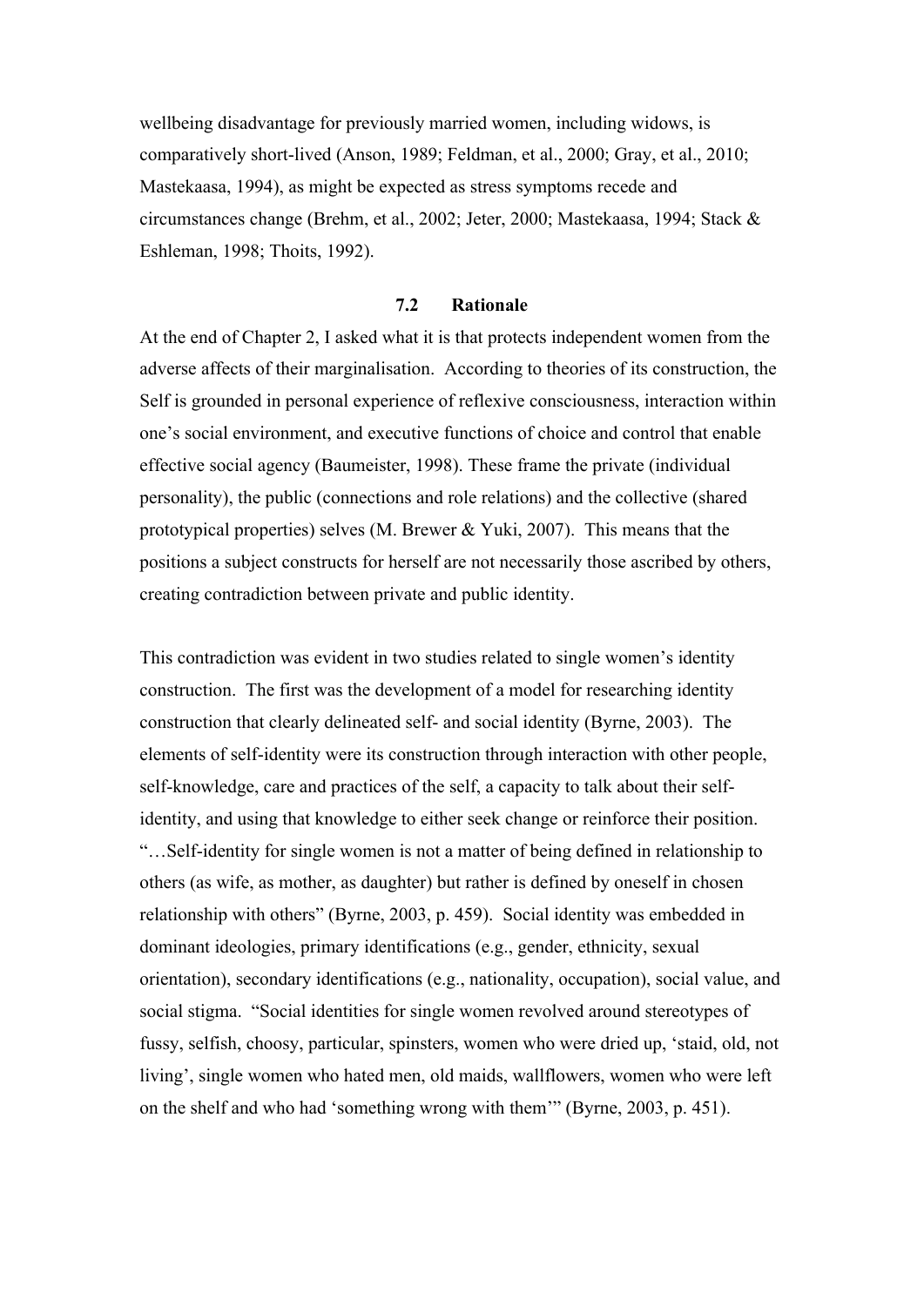wellbeing disadvantage for previously married women, including widows, is comparatively short-lived (Anson, 1989; Feldman, et al., 2000; Gray, et al., 2010; Mastekaasa, 1994), as might be expected as stress symptoms recede and circumstances change (Brehm, et al., 2002; Jeter, 2000; Mastekaasa, 1994; Stack & Eshleman, 1998; Thoits, 1992).

## 7.2 Rationale

At the end of Chapter 2, I asked what it is that protects independent women from the adverse affects of their marginalisation. According to theories of its construction, the Self is grounded in personal experience of reflexive consciousness, interaction within one's social environment, and executive functions of choice and control that enable effective social agency (Baumeister, 1998). These frame the private (individual personality), the public (connections and role relations) and the collective (shared prototypical properties) selves (M. Brewer & Yuki, 2007). This means that the positions a subject constructs for herself are not necessarily those ascribed by others, creating contradiction between private and public identity.

This contradiction was evident in two studies related to single women's identity construction. The first was the development of a model for researching identity construction that clearly delineated self- and social identity (Byrne, 2003). The elements of self-identity were its construction through interaction with other people, self-knowledge, care and practices of the self, a capacity to talk about their self-identity, and using that knowledge to either seek change or reinforce their position. "…Self-identity for single women is not a matter of being defined in relationship to others (as wife, as mother, as daughter) but rather is defined by oneself in chosen relationship with others" (Byrne, 2003, p. 459). Social identity was embedded in dominant ideologies, primary identifications (e.g., gender, ethnicity, sexual orientation), secondary identifications (e.g., nationality, occupation), social value, and social stigma. "Social identities for single women revolved around stereotypes of fussy, selfish, choosy, particular, spinsters, women who were dried up, 'staid, old, not living', single women who hated men, old maids, wallflowers, women who were left on the shelf and who had 'something wrong with them'" (Byrne, 2003, p. 451).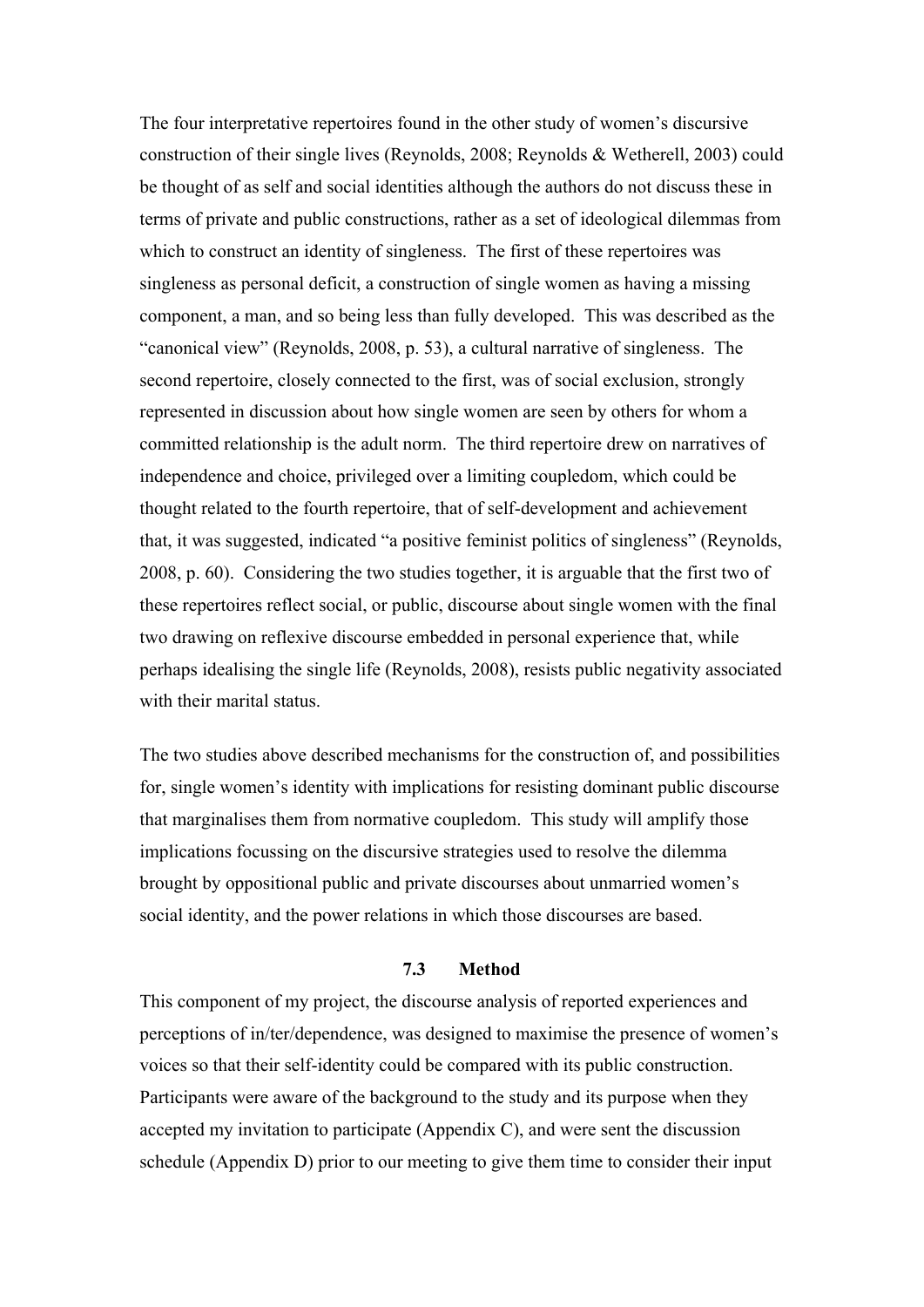The four interpretative repertoires found in the other study of women's discursive construction of their single lives (Reynolds, 2008; Reynolds & Wetherell, 2003) could be thought of as self and social identities although the authors do not discuss these in terms of private and public constructions, rather as a set of ideological dilemmas from which to construct an identity of singleness. The first of these repertoires was singleness as personal deficit, a construction of single women as having a missing component, a man, and so being less than fully developed. This was described as the "canonical view" (Reynolds, 2008, p. 53), a cultural narrative of singleness. The second repertoire, closely connected to the first, was of social exclusion, strongly represented in discussion about how single women are seen by others for whom a committed relationship is the adult norm. The third repertoire drew on narratives of independence and choice, privileged over a limiting coupledom, which could be thought related to the fourth repertoire, that of self-development and achievement that, it was suggested, indicated "a positive feminist politics of singleness" (Reynolds, 2008, p. 60). Considering the two studies together, it is arguable that the first two of these repertoires reflect social, or public, discourse about single women with the final two drawing on reflexive discourse embedded in personal experience that, while perhaps idealising the single life (Reynolds, 2008), resists public negativity associated with their marital status.

The two studies above described mechanisms for the construction of, and possibilities for, single women's identity with implications for resisting dominant public discourse that marginalises them from normative coupledom. This study will amplify those implications focussing on the discursive strategies used to resolve the dilemma brought by oppositional public and private discourses about unmarried women's social identity, and the power relations in which those discourses are based.

### 7.3 Method

This component of my project, the discourse analysis of reported experiences and perceptions of in/ter/dependence, was designed to maximise the presence of women's voices so that their self-identity could be compared with its public construction. Participants were aware of the background to the study and its purpose when they accepted my invitation to participate (Appendix C), and were sent the discussion schedule (Appendix D) prior to our meeting to give them time to consider their input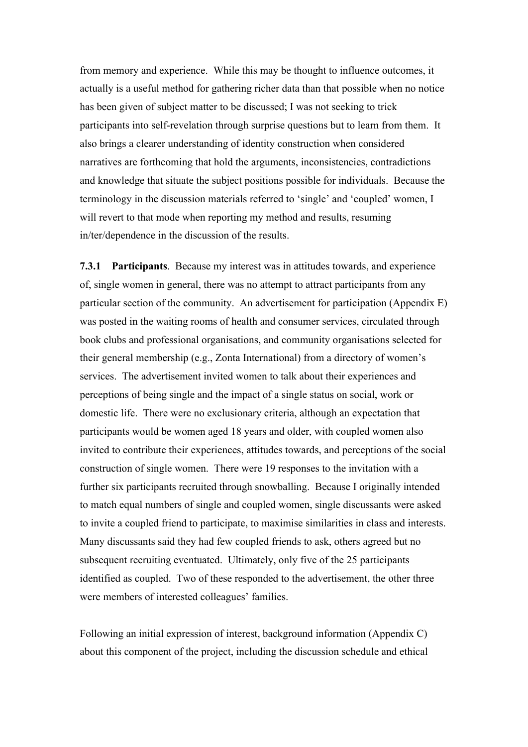from memory and experience. While this may be thought to influence outcomes, it actually is a useful method for gathering richer data than that possible when no notice has been given of subject matter to be discussed; I was not seeking to trick participants into self-revelation through surprise questions but to learn from them. It also brings a clearer understanding of identity construction when considered narratives are forthcoming that hold the arguments, inconsistencies, contradictions and knowledge that situate the subject positions possible for individuals. Because the terminology in the discussion materials referred to 'single' and 'coupled' women, I will revert to that mode when reporting my method and results, resuming in/ter/dependence in the discussion of the results.

**7.3.1 Participants**. Because my interest was in attitudes towards, and experience of, single women in general, there was no attempt to attract participants from any particular section of the community. An advertisement for participation (Appendix E) was posted in the waiting rooms of health and consumer services, circulated through book clubs and professional organisations, and community organisations selected for their general membership (e.g., Zonta International) from a directory of women's services. The advertisement invited women to talk about their experiences and perceptions of being single and the impact of a single status on social, work or domestic life. There were no exclusionary criteria, although an expectation that participants would be women aged 18 years and older, with coupled women also invited to contribute their experiences, attitudes towards, and perceptions of the social construction of single women. There were 19 responses to the invitation with a further six participants recruited through snowballing. Because I originally intended to match equal numbers of single and coupled women, single discussants were asked to invite a coupled friend to participate, to maximise similarities in class and interests. Many discussants said they had few coupled friends to ask, others agreed but no subsequent recruiting eventuated. Ultimately, only five of the 25 participants identified as coupled. Two of these responded to the advertisement, the other three were members of interested colleagues' families.

Following an initial expression of interest, background information (Appendix C) about this component of the project, including the discussion schedule and ethical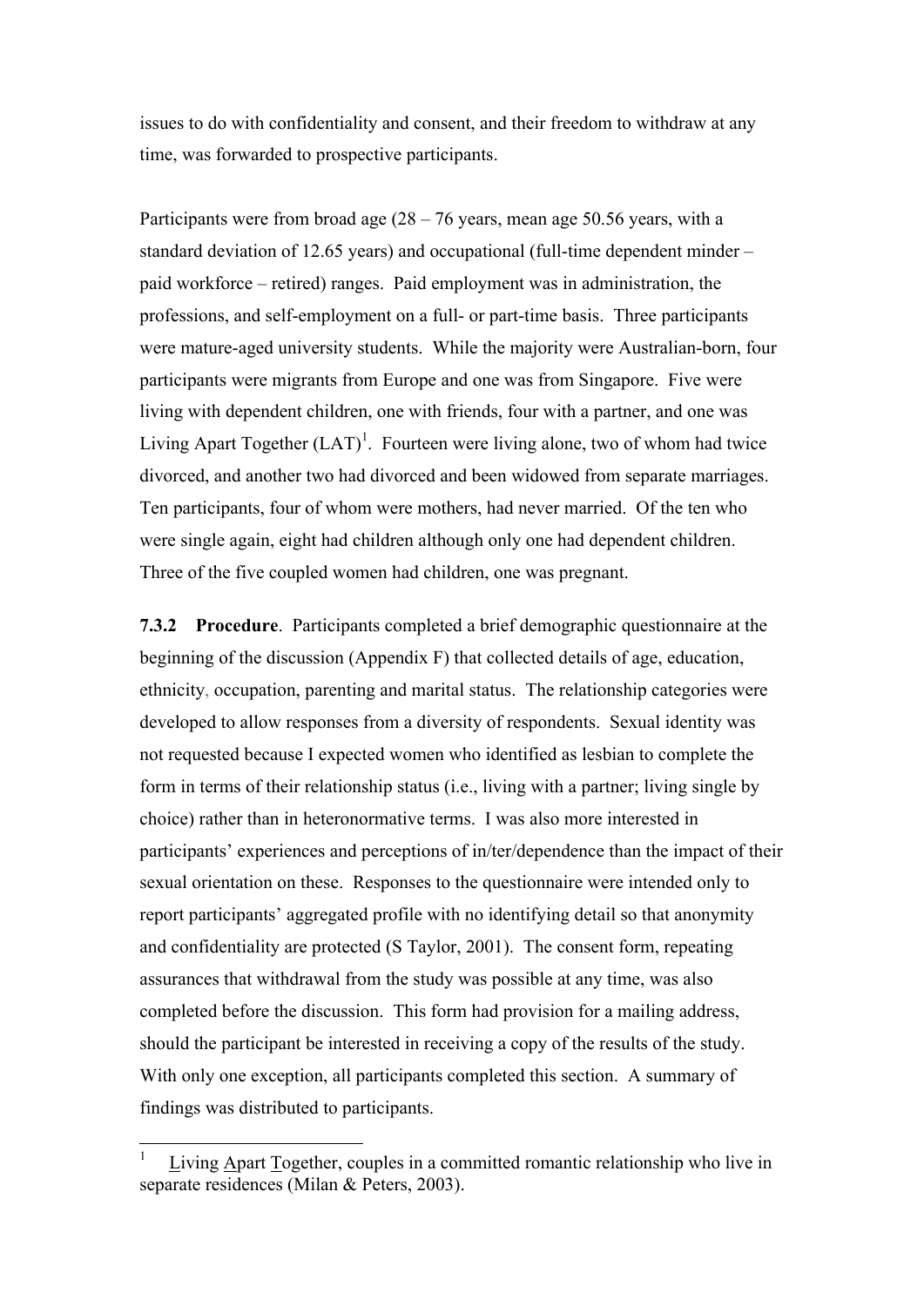issues to do with confidentiality and consent, and their freedom to withdraw at any time, was forwarded to prospective participants.

Participants were from broad age (28 – 76 years, mean age 50.56 years, with a standard deviation of 12.65 years) and occupational (full-time dependent minder – paid workforce – retired) ranges. Paid employment was in administration, the professions, and self-employment on a full- or part-time basis. Three participants were mature-aged university students. While the majority were Australian-born, four participants were migrants from Europe and one was from Singapore. Five were living with dependent children, one with friends, four with a partner, and one was Living Apart Together (LAT)[1]. Fourteen were living alone, two of whom had twice divorced, and another two had divorced and been widowed from separate marriages. Ten participants, four of whom were mothers, had never married. Of the ten who were single again, eight had children although only one had dependent children. Three of the five coupled women had children, one was pregnant.

**7.3.2 Procedure**. Participants completed a brief demographic questionnaire at the beginning of the discussion (Appendix F) that collected details of age, education, ethnicity, occupation, parenting and marital status. The relationship categories were developed to allow responses from a diversity of respondents. Sexual identity was not requested because I expected women who identified as lesbian to complete the form in terms of their relationship status (i.e., living with a partner; living single by choice) rather than in heteronormative terms. I was also more interested in participants' experiences and perceptions of in/ter/dependence than the impact of their sexual orientation on these. Responses to the questionnaire were intended only to report participants' aggregated profile with no identifying detail so that anonymity and confidentiality are protected (S Taylor, 2001). The consent form, repeating assurances that withdrawal from the study was possible at any time, was also completed before the discussion. This form had provision for a mailing address, should the participant be interested in receiving a copy of the results of the study. With only one exception, all participants completed this section. A summary of findings was distributed to participants.

---

[1] Living Apart Together, couples in a committed romantic relationship who live in separate residences (Milan & Peters, 2003).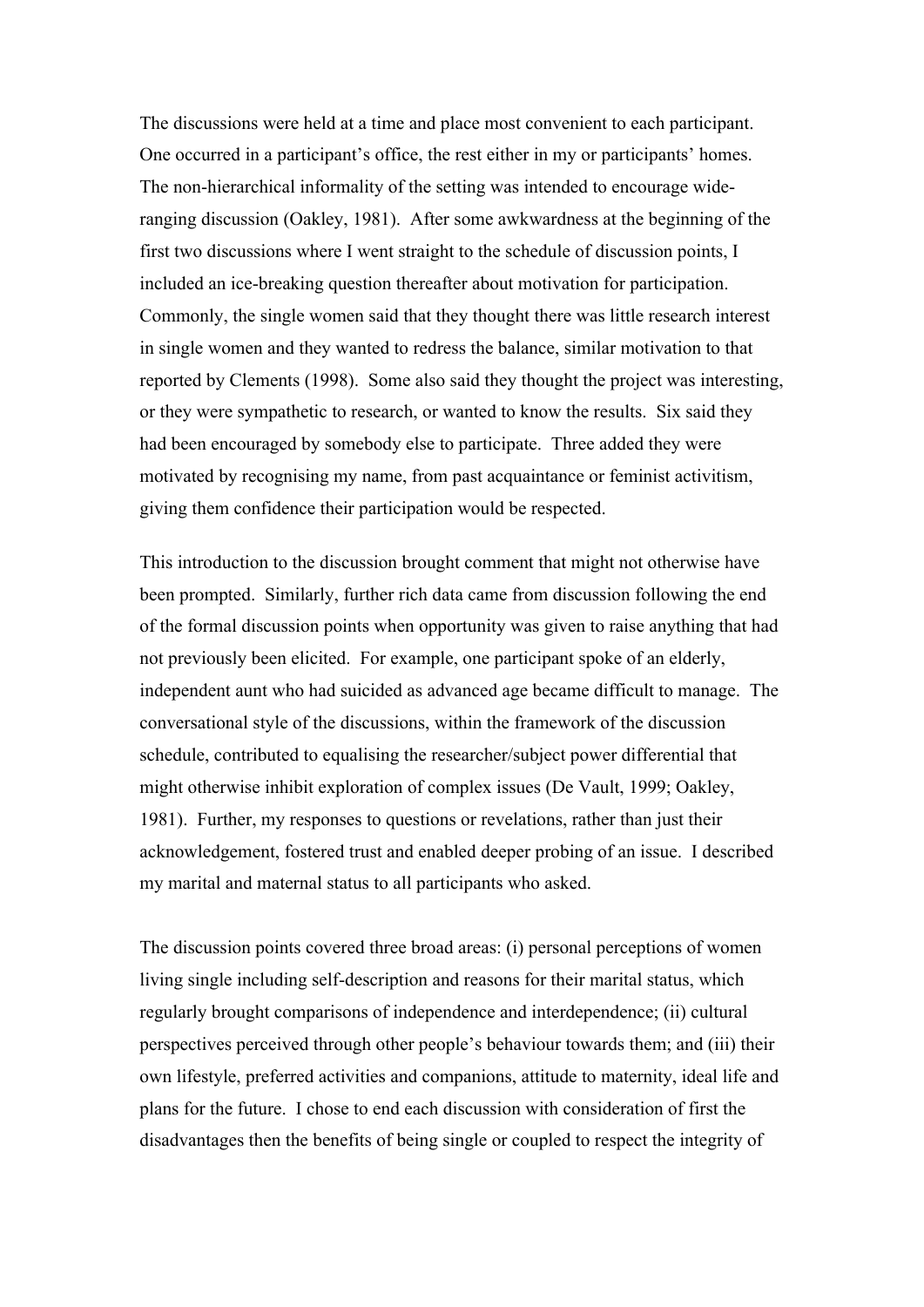The discussions were held at a time and place most convenient to each participant. One occurred in a participant's office, the rest either in my or participants' homes. The non-hierarchical informality of the setting was intended to encourage wide-ranging discussion (Oakley, 1981). After some awkwardness at the beginning of the first two discussions where I went straight to the schedule of discussion points, I included an ice-breaking question thereafter about motivation for participation. Commonly, the single women said that they thought there was little research interest in single women and they wanted to redress the balance, similar motivation to that reported by Clements (1998). Some also said they thought the project was interesting, or they were sympathetic to research, or wanted to know the results. Six said they had been encouraged by somebody else to participate. Three added they were motivated by recognising my name, from past acquaintance or feminist activitism, giving them confidence their participation would be respected.

This introduction to the discussion brought comment that might not otherwise have been prompted. Similarly, further rich data came from discussion following the end of the formal discussion points when opportunity was given to raise anything that had not previously been elicited. For example, one participant spoke of an elderly, independent aunt who had suicided as advanced age became difficult to manage. The conversational style of the discussions, within the framework of the discussion schedule, contributed to equalising the researcher/subject power differential that might otherwise inhibit exploration of complex issues (De Vault, 1999; Oakley, 1981). Further, my responses to questions or revelations, rather than just their acknowledgement, fostered trust and enabled deeper probing of an issue. I described my marital and maternal status to all participants who asked.

The discussion points covered three broad areas: (i) personal perceptions of women living single including self-description and reasons for their marital status, which regularly brought comparisons of independence and interdependence; (ii) cultural perspectives perceived through other people's behaviour towards them; and (iii) their own lifestyle, preferred activities and companions, attitude to maternity, ideal life and plans for the future. I chose to end each discussion with consideration of first the disadvantages then the benefits of being single or coupled to respect the integrity of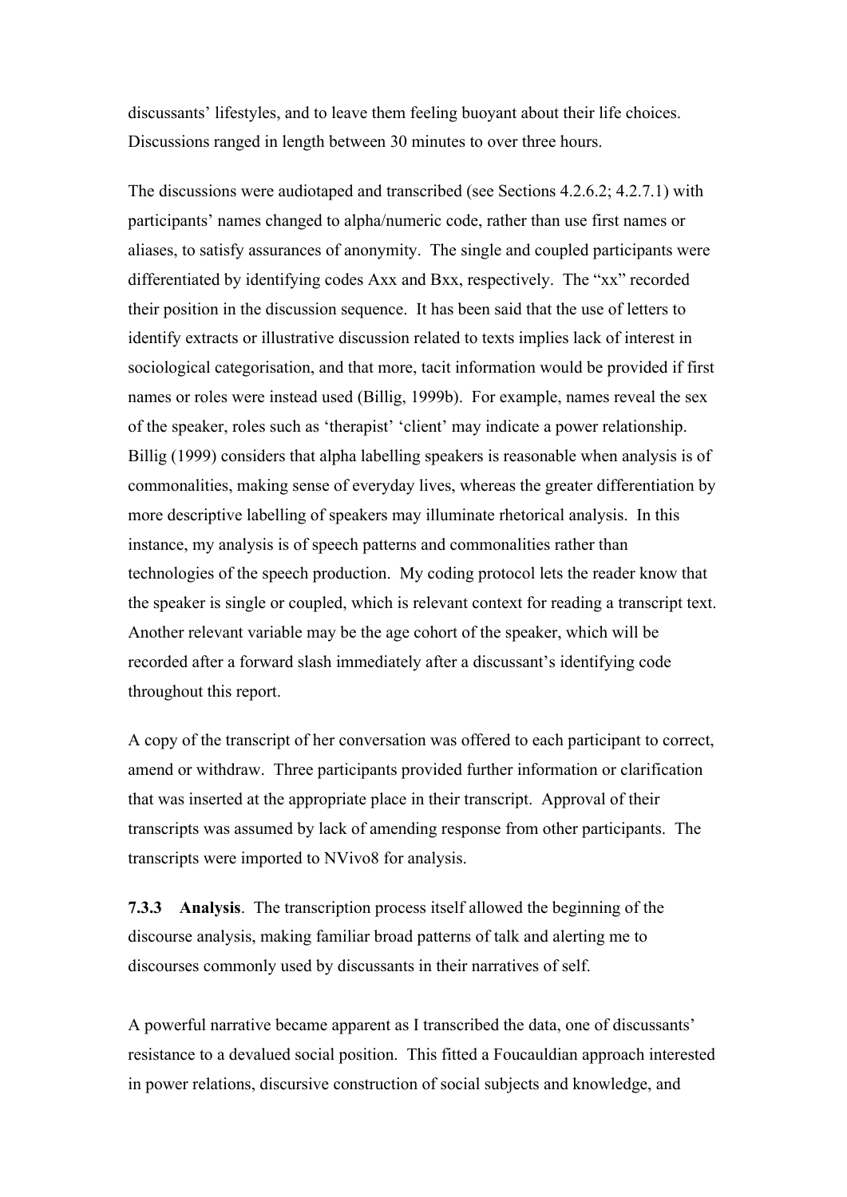discussants' lifestyles, and to leave them feeling buoyant about their life choices. Discussions ranged in length between 30 minutes to over three hours.

The discussions were audiotaped and transcribed (see Sections 4.2.6.2; 4.2.7.1) with participants' names changed to alpha/numeric code, rather than use first names or aliases, to satisfy assurances of anonymity. The single and coupled participants were differentiated by identifying codes Axx and Bxx, respectively. The "xx" recorded their position in the discussion sequence. It has been said that the use of letters to identify extracts or illustrative discussion related to texts implies lack of interest in sociological categorisation, and that more, tacit information would be provided if first names or roles were instead used (Billig, 1999b). For example, names reveal the sex of the speaker, roles such as 'therapist' 'client' may indicate a power relationship. Billig (1999) considers that alpha labelling speakers is reasonable when analysis is of commonalities, making sense of everyday lives, whereas the greater differentiation by more descriptive labelling of speakers may illuminate rhetorical analysis. In this instance, my analysis is of speech patterns and commonalities rather than technologies of the speech production. My coding protocol lets the reader know that the speaker is single or coupled, which is relevant context for reading a transcript text. Another relevant variable may be the age cohort of the speaker, which will be recorded after a forward slash immediately after a discussant's identifying code throughout this report.

A copy of the transcript of her conversation was offered to each participant to correct, amend or withdraw. Three participants provided further information or clarification that was inserted at the appropriate place in their transcript. Approval of their transcripts was assumed by lack of amending response from other participants. The transcripts were imported to NVivo8 for analysis.

**7.3.3 Analysis**. The transcription process itself allowed the beginning of the discourse analysis, making familiar broad patterns of talk and alerting me to discourses commonly used by discussants in their narratives of self.

A powerful narrative became apparent as I transcribed the data, one of discussants' resistance to a devalued social position. This fitted a Foucauldian approach interested in power relations, discursive construction of social subjects and knowledge, and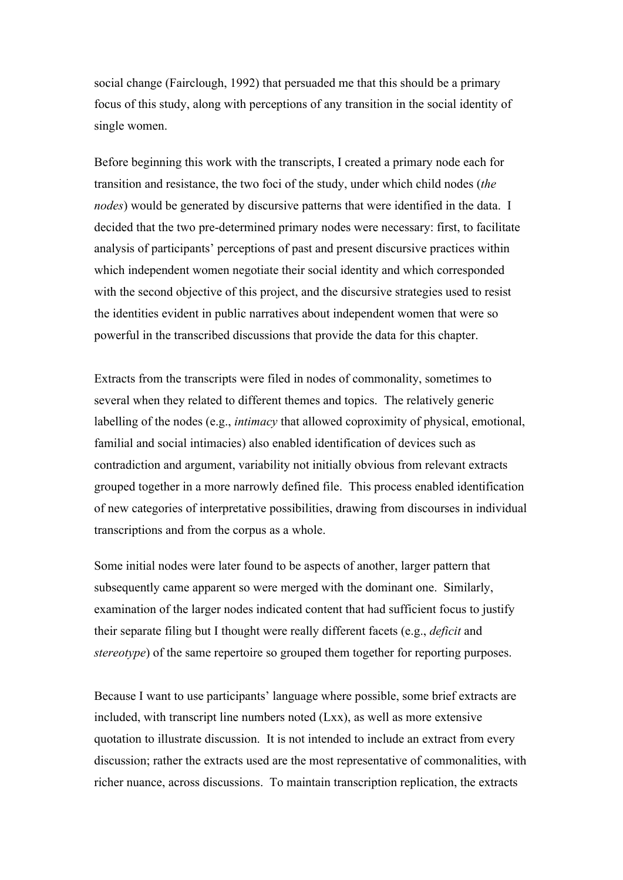social change (Fairclough, 1992) that persuaded me that this should be a primary focus of this study, along with perceptions of any transition in the social identity of single women.

Before beginning this work with the transcripts, I created a primary node each for transition and resistance, the two foci of the study, under which child nodes (*the nodes*) would be generated by discursive patterns that were identified in the data. I decided that the two pre-determined primary nodes were necessary: first, to facilitate analysis of participants' perceptions of past and present discursive practices within which independent women negotiate their social identity and which corresponded with the second objective of this project, and the discursive strategies used to resist the identities evident in public narratives about independent women that were so powerful in the transcribed discussions that provide the data for this chapter.

Extracts from the transcripts were filed in nodes of commonality, sometimes to several when they related to different themes and topics. The relatively generic labelling of the nodes (e.g., *intimacy* that allowed coproximity of physical, emotional, familial and social intimacies) also enabled identification of devices such as contradiction and argument, variability not initially obvious from relevant extracts grouped together in a more narrowly defined file. This process enabled identification of new categories of interpretative possibilities, drawing from discourses in individual transcriptions and from the corpus as a whole.

Some initial nodes were later found to be aspects of another, larger pattern that subsequently came apparent so were merged with the dominant one. Similarly, examination of the larger nodes indicated content that had sufficient focus to justify their separate filing but I thought were really different facets (e.g., *deficit* and *stereotype*) of the same repertoire so grouped them together for reporting purposes.

Because I want to use participants' language where possible, some brief extracts are included, with transcript line numbers noted (Lxx), as well as more extensive quotation to illustrate discussion. It is not intended to include an extract from every discussion; rather the extracts used are the most representative of commonalities, with richer nuance, across discussions. To maintain transcription replication, the extracts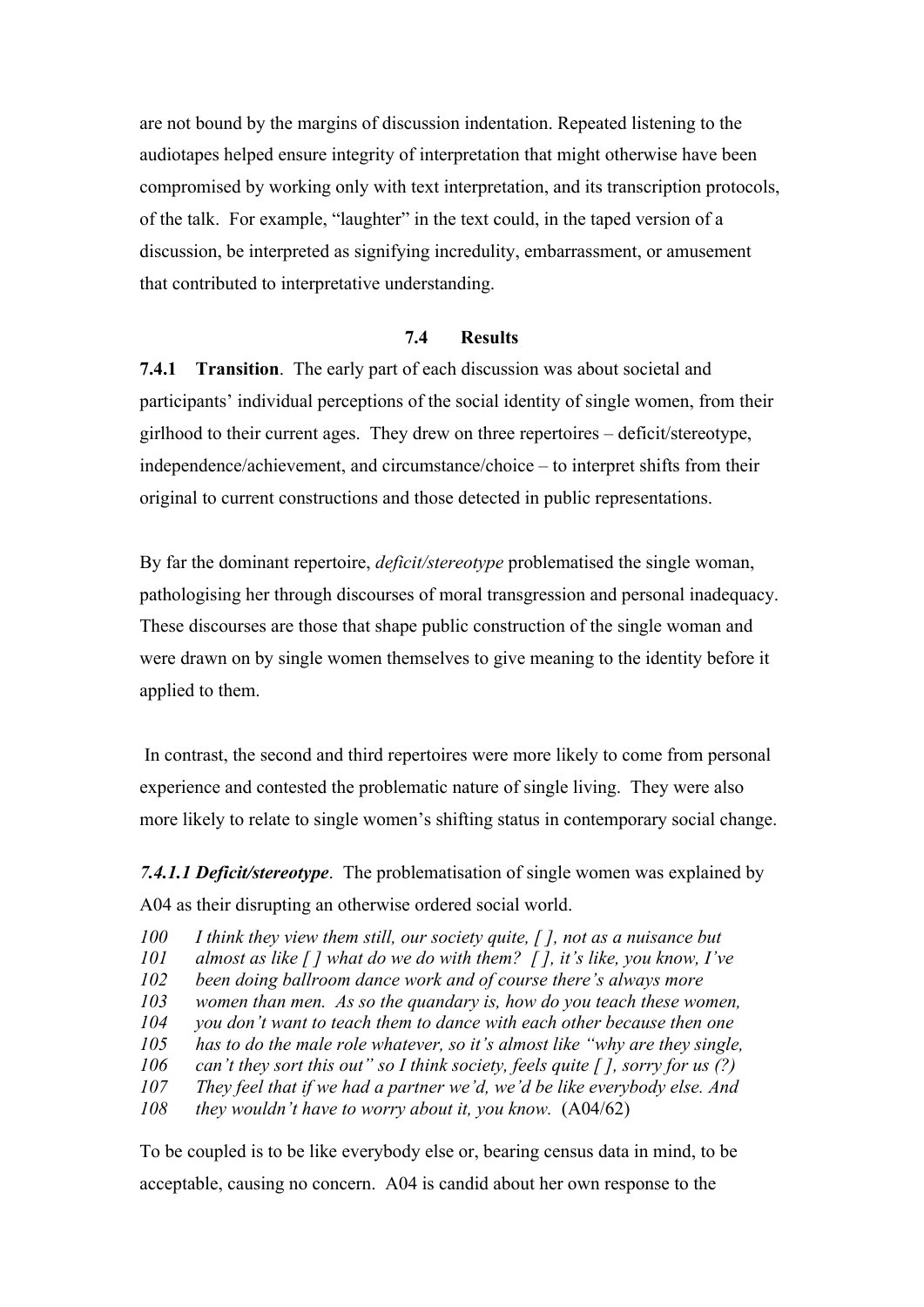are not bound by the margins of discussion indentation. Repeated listening to the audiotapes helped ensure integrity of interpretation that might otherwise have been compromised by working only with text interpretation, and its transcription protocols, of the talk. For example, "laughter" in the text could, in the taped version of a discussion, be interpreted as signifying incredulity, embarrassment, or amusement that contributed to interpretative understanding.

## 7.4 Results

**7.4.1 Transition**. The early part of each discussion was about societal and participants' individual perceptions of the social identity of single women, from their girlhood to their current ages. They drew on three repertoires – deficit/stereotype, independence/achievement, and circumstance/choice – to interpret shifts from their original to current constructions and those detected in public representations.

By far the dominant repertoire, *deficit/stereotype* problematised the single woman, pathologising her through discourses of moral transgression and personal inadequacy. These discourses are those that shape public construction of the single woman and were drawn on by single women themselves to give meaning to the identity before it applied to them.

In contrast, the second and third repertoires were more likely to come from personal experience and contested the problematic nature of single living. They were also more likely to relate to single women's shifting status in contemporary social change.

***7.4.1.1 Deficit/stereotype***. The problematisation of single women was explained by A04 as their disrupting an otherwise ordered social world.

100 *I think they view them still, our society quite, [ ], not as a nuisance but*
101 *almost as like [ ] what do we do with them? [ ], it's like, you know, I've*
102 *been doing ballroom dance work and of course there's always more*
103 *women than men. As so the quandary is, how do you teach these women,*
104 *you don't want to teach them to dance with each other because then one*
105 *has to do the male role whatever, so it's almost like "why are they single,*
106 *can't they sort this out" so I think society, feels quite [ ], sorry for us (?)*
107 *They feel that if we had a partner we'd, we'd be like everybody else. And*
108 *they wouldn't have to worry about it, you know.* (A04/62)

To be coupled is to be like everybody else or, bearing census data in mind, to be acceptable, causing no concern. A04 is candid about her own response to the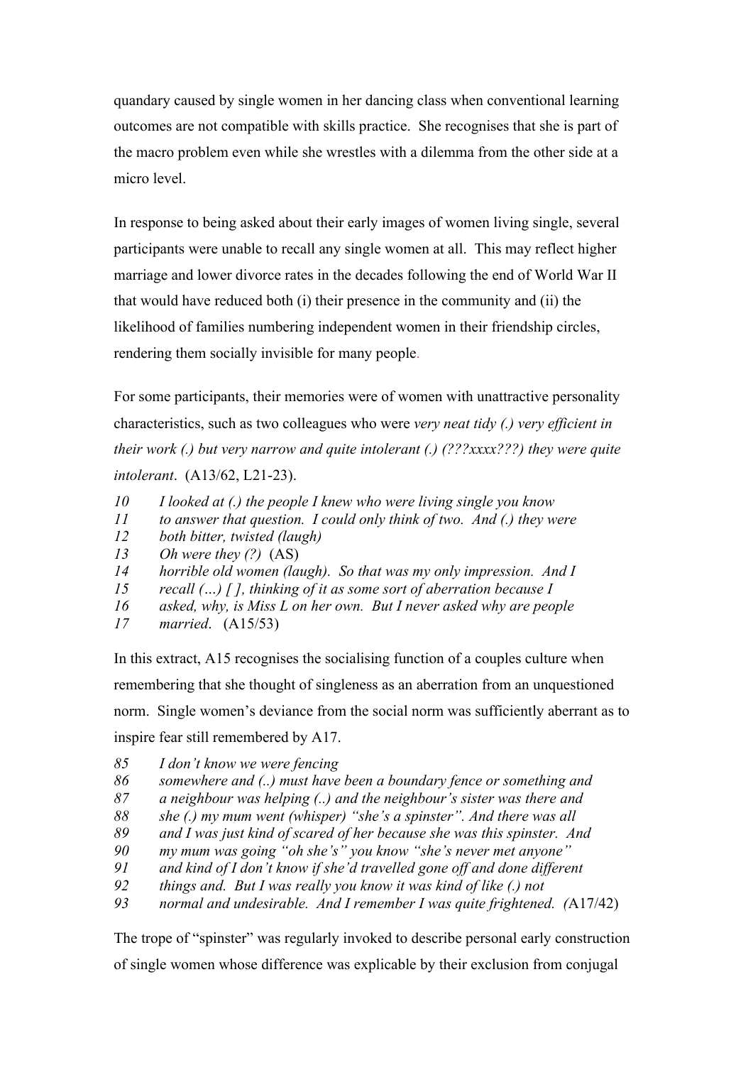quandary caused by single women in her dancing class when conventional learning outcomes are not compatible with skills practice. She recognises that she is part of the macro problem even while she wrestles with a dilemma from the other side at a micro level.

In response to being asked about their early images of women living single, several participants were unable to recall any single women at all. This may reflect higher marriage and lower divorce rates in the decades following the end of World War II that would have reduced both (i) their presence in the community and (ii) the likelihood of families numbering independent women in their friendship circles, rendering them socially invisible for many people.

For some participants, their memories were of women with unattractive personality characteristics, such as two colleagues who were *very neat tidy (.) very efficient in their work (.) but very narrow and quite intolerant (.) (???xxxx???) they were quite intolerant*. (A13/62, L21-23).

*10 I looked at (.) the people I knew who were living single you know*
*11 to answer that question. I could only think of two. And (.) they were*
*12 both bitter, twisted (laugh)*
*13 Oh were they (?)* (AS)
*14 horrible old women (laugh). So that was my only impression. And I*
*15 recall (…) [ ], thinking of it as some sort of aberration because I*
*16 asked, why, is Miss L on her own. But I never asked why are people*
*17 married*. (A15/53)

In this extract, A15 recognises the socialising function of a couples culture when remembering that she thought of singleness as an aberration from an unquestioned norm. Single women's deviance from the social norm was sufficiently aberrant as to inspire fear still remembered by A17.

*85 I don't know we were fencing*
*86 somewhere and (..) must have been a boundary fence or something and*
*87 a neighbour was helping (..) and the neighbour's sister was there and*
*88 she (.) my mum went (whisper) "she's a spinster". And there was all*
*89 and I was just kind of scared of her because she was this spinster. And*
*90 my mum was going "oh she's" you know "she's never met anyone"*
*91 and kind of I don't know if she'd travelled gone off and done different*
*92 things and. But I was really you know it was kind of like (.) not*
*93 normal and undesirable. And I remember I was quite frightened. (*A17/42)

The trope of "spinster" was regularly invoked to describe personal early construction of single women whose difference was explicable by their exclusion from conjugal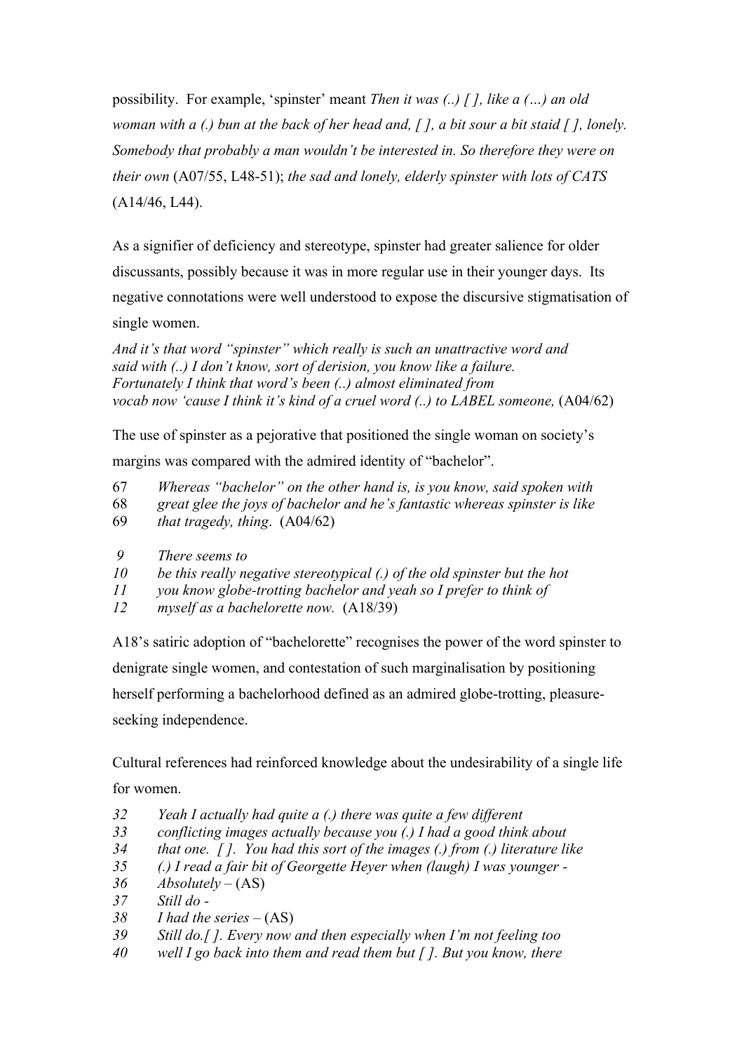possibility. For example, 'spinster' meant *Then it was (..) [ ], like a (…) an old woman with a (.) bun at the back of her head and, [ ], a bit sour a bit staid [ ], lonely. Somebody that probably a man wouldn't be interested in. So therefore they were on their own* (A07/55, L48-51); *the sad and lonely, elderly spinster with lots of CATS* (A14/46, L44).

As a signifier of deficiency and stereotype, spinster had greater salience for older discussants, possibly because it was in more regular use in their younger days. Its negative connotations were well understood to expose the discursive stigmatisation of single women.

*And it's that word "spinster" which really is such an unattractive word and said with (..) I don't know, sort of derision, you know like a failure. Fortunately I think that word's been (..) almost eliminated from vocab now 'cause I think it's kind of a cruel word (..) to LABEL someone,* (A04/62)

The use of spinster as a pejorative that positioned the single woman on society's margins was compared with the admired identity of "bachelor".

67 *Whereas "bachelor" on the other hand is, is you know, said spoken with*
68 *great glee the joys of bachelor and he's fantastic whereas spinster is like*
69 *that tragedy, thing*. (A04/62)

9 *There seems to*
10 *be this really negative stereotypical (.) of the old spinster but the hot*
11 *you know globe-trotting bachelor and yeah so I prefer to think of*
12 *myself as a bachelorette now.* (A18/39)

A18's satiric adoption of "bachelorette" recognises the power of the word spinster to denigrate single women, and contestation of such marginalisation by positioning herself performing a bachelorhood defined as an admired globe-trotting, pleasure-seeking independence.

Cultural references had reinforced knowledge about the undesirability of a single life for women.

32 *Yeah I actually had quite a (.) there was quite a few different*
33 *conflicting images actually because you (.) I had a good think about*
34 *that one. [ ]. You had this sort of the images (.) from (.) literature like*
35 *(.) I read a fair bit of Georgette Heyer when (laugh) I was younger -*
36 *Absolutely* – (AS)
37 *Still do -*
38 *I had the series* – (AS)
39 *Still do.[ ]. Every now and then especially when I'm not feeling too*
40 *well I go back into them and read them but [ ]. But you know, there*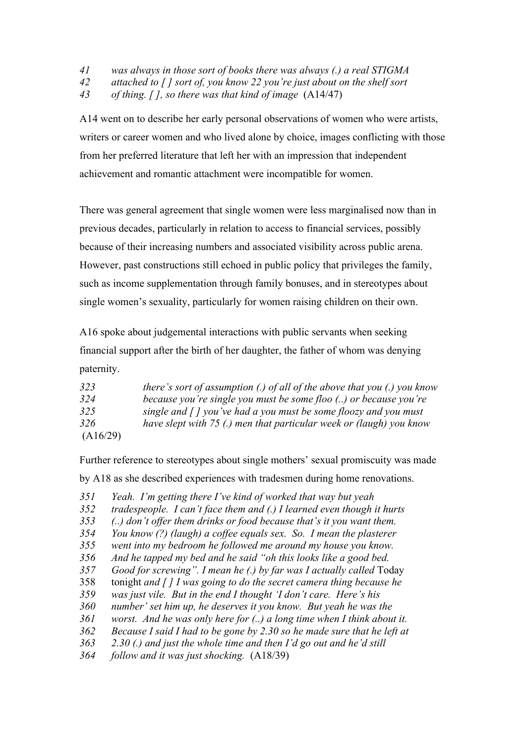*41 was always in those sort of books there was always (.) a real STIGMA*
*42 attached to [ ] sort of, you know 22 you're just about on the shelf sort*
*43 of thing. [ ], so there was that kind of image* (A14/47)

A14 went on to describe her early personal observations of women who were artists, writers or career women and who lived alone by choice, images conflicting with those from her preferred literature that left her with an impression that independent achievement and romantic attachment were incompatible for women.

There was general agreement that single women were less marginalised now than in previous decades, particularly in relation to access to financial services, possibly because of their increasing numbers and associated visibility across public arena. However, past constructions still echoed in public policy that privileges the family, such as income supplementation through family bonuses, and in stereotypes about single women's sexuality, particularly for women raising children on their own.

A16 spoke about judgemental interactions with public servants when seeking financial support after the birth of her daughter, the father of whom was denying paternity.

*323 there's sort of assumption (.) of all of the above that you (.) you know*
*324 because you're single you must be some floo (..) or because you're*
*325 single and [ ] you've had a you must be some floozy and you must*
*326 have slept with 75 (.) men that particular week or (laugh) you know*
(A16/29)

Further reference to stereotypes about single mothers' sexual promiscuity was made by A18 as she described experiences with tradesmen during home renovations.

*351 Yeah. I'm getting there I've kind of worked that way but yeah*
*352 tradespeople. I can't face them and (.) I learned even though it hurts*
*353 (..) don't offer them drinks or food because that's it you want them.*
*354 You know (?) (laugh) a coffee equals sex. So. I mean the plasterer*
*355 went into my bedroom he followed me around my house you know.*
*356 And he tapped my bed and he said "oh this looks like a good bed.*
*357 Good for screwing". I mean he (.) by far was I actually called* Today
358 tonight *and [ ] I was going to do the secret camera thing because he*
*359 was just vile. But in the end I thought 'I don't care. Here's his*
*360 number' set him up, he deserves it you know. But yeah he was the*
*361 worst. And he was only here for (..) a long time when I think about it.*
*362 Because I said I had to be gone by 2.30 so he made sure that he left at*
*363 2.30 (.) and just the whole time and then I'd go out and he'd still*
*364 follow and it was just shocking.* (A18/39)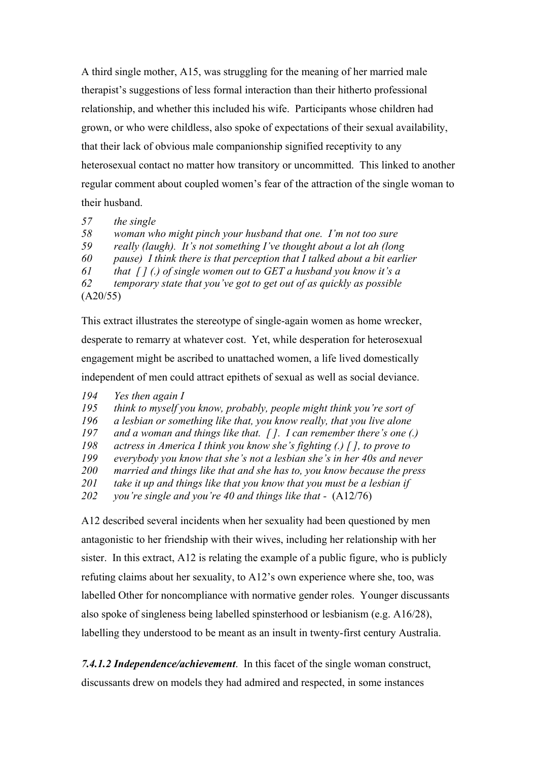A third single mother, A15, was struggling for the meaning of her married male therapist's suggestions of less formal interaction than their hitherto professional relationship, and whether this included his wife. Participants whose children had grown, or who were childless, also spoke of expectations of their sexual availability, that their lack of obvious male companionship signified receptivity to any heterosexual contact no matter how transitory or uncommitted. This linked to another regular comment about coupled women's fear of the attraction of the single woman to their husband.

*57 the single*
*58 woman who might pinch your husband that one. I'm not too sure*
*59 really (laugh). It's not something I've thought about a lot ah (long*
*60 pause) I think there is that perception that I talked about a bit earlier*
*61 that [ ] (.) of single women out to GET a husband you know it's a*
*62 temporary state that you've got to get out of as quickly as possible*
(A20/55)

This extract illustrates the stereotype of single-again women as home wrecker, desperate to remarry at whatever cost. Yet, while desperation for heterosexual engagement might be ascribed to unattached women, a life lived domestically independent of men could attract epithets of sexual as well as social deviance.

*194 Yes then again I*
*195 think to myself you know, probably, people might think you're sort of*
*196 a lesbian or something like that, you know really, that you live alone*
*197 and a woman and things like that. [ ]. I can remember there's one (.)*
*198 actress in America I think you know she's fighting (.) [ ], to prove to*
*199 everybody you know that she's not a lesbian she's in her 40s and never*
*200 married and things like that and she has to, you know because the press*
*201 take it up and things like that you know that you must be a lesbian if*
*202 you're single and you're 40 and things like that -* (A12/76)

A12 described several incidents when her sexuality had been questioned by men antagonistic to her friendship with their wives, including her relationship with her sister. In this extract, A12 is relating the example of a public figure, who is publicly refuting claims about her sexuality, to A12's own experience where she, too, was labelled Other for noncompliance with normative gender roles. Younger discussants also spoke of singleness being labelled spinsterhood or lesbianism (e.g. A16/28), labelling they understood to be meant as an insult in twenty-first century Australia.

***7.4.1.2 Independence/achievement***. In this facet of the single woman construct, discussants drew on models they had admired and respected, in some instances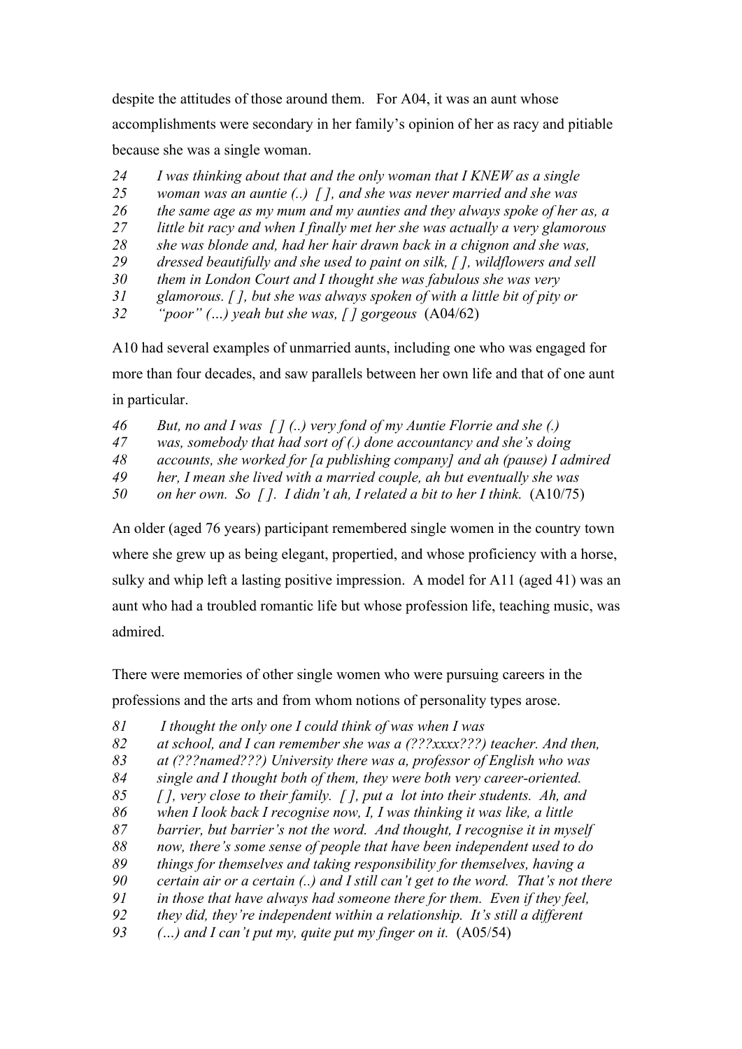despite the attitudes of those around them. For A04, it was an aunt whose accomplishments were secondary in her family's opinion of her as racy and pitiable because she was a single woman.

*24 I was thinking about that and the only woman that I KNEW as a single*
*25 woman was an auntie (..) [ ], and she was never married and she was*
*26 the same age as my mum and my aunties and they always spoke of her as, a*
*27 little bit racy and when I finally met her she was actually a very glamorous*
*28 she was blonde and, had her hair drawn back in a chignon and she was,*
*29 dressed beautifully and she used to paint on silk, [ ], wildflowers and sell*
*30 them in London Court and I thought she was fabulous she was very*
*31 glamorous. [ ], but she was always spoken of with a little bit of pity or*
*32 "poor" (…) yeah but she was, [ ] gorgeous* (A04/62)

A10 had several examples of unmarried aunts, including one who was engaged for more than four decades, and saw parallels between her own life and that of one aunt in particular.

*46 But, no and I was [ ] (..) very fond of my Auntie Florrie and she (.)*
*47 was, somebody that had sort of (.) done accountancy and she's doing*
*48 accounts, she worked for [a publishing company] and ah (pause) I admired*
*49 her, I mean she lived with a married couple, ah but eventually she was*
*50 on her own. So [ ]. I didn't ah, I related a bit to her I think.* (A10/75)

An older (aged 76 years) participant remembered single women in the country town where she grew up as being elegant, propertied, and whose proficiency with a horse, sulky and whip left a lasting positive impression. A model for A11 (aged 41) was an aunt who had a troubled romantic life but whose profession life, teaching music, was admired.

There were memories of other single women who were pursuing careers in the professions and the arts and from whom notions of personality types arose.

*81 I thought the only one I could think of was when I was*
*82 at school, and I can remember she was a (???xxxx???) teacher. And then,*
*83 at (???named???) University there was a, professor of English who was*
*84 single and I thought both of them, they were both very career-oriented.*
*85 [ ], very close to their family. [ ], put a lot into their students. Ah, and*
*86 when I look back I recognise now, I, I was thinking it was like, a little*
*87 barrier, but barrier's not the word. And thought, I recognise it in myself*
*88 now, there's some sense of people that have been independent used to do*
*89 things for themselves and taking responsibility for themselves, having a*
*90 certain air or a certain (..) and I still can't get to the word. That's not there*
*91 in those that have always had someone there for them. Even if they feel,*
*92 they did, they're independent within a relationship. It's still a different*
*93 (…) and I can't put my, quite put my finger on it.* (A05/54)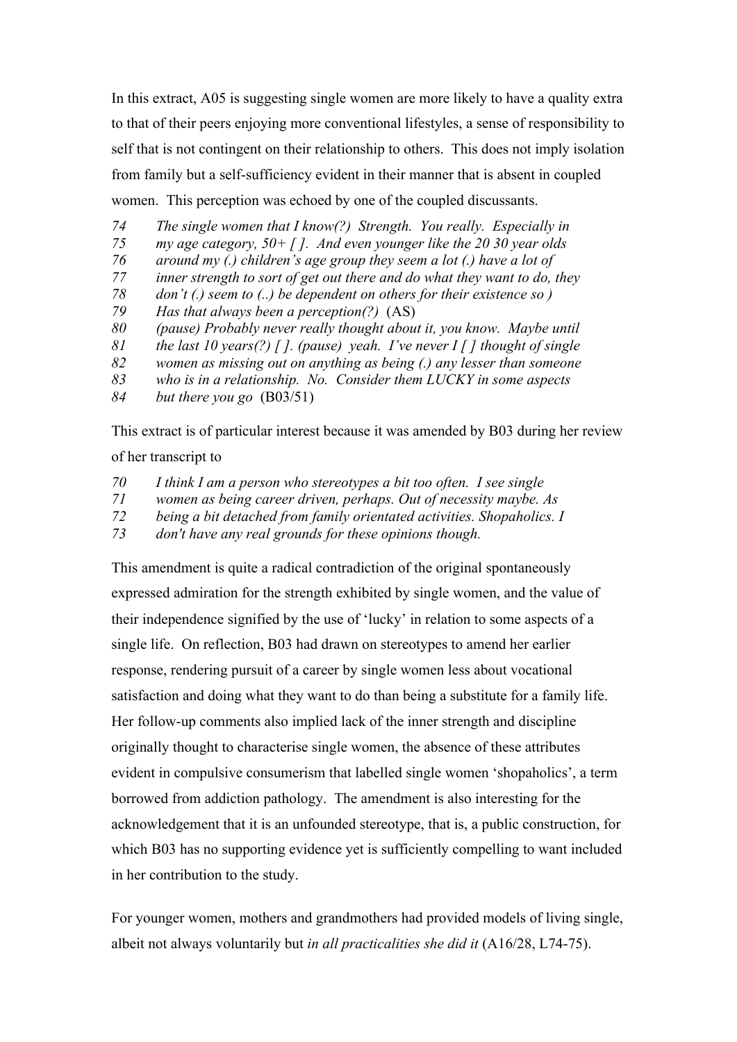In this extract, A05 is suggesting single women are more likely to have a quality extra to that of their peers enjoying more conventional lifestyles, a sense of responsibility to self that is not contingent on their relationship to others. This does not imply isolation from family but a self-sufficiency evident in their manner that is absent in coupled women. This perception was echoed by one of the coupled discussants.

74 *The single women that I know(?) Strength. You really. Especially in*
75 *my age category, 50+ [ ]. And even younger like the 20 30 year olds*
76 *around my (.) children's age group they seem a lot (.) have a lot of*
77 *inner strength to sort of get out there and do what they want to do, they*
78 *don't (.) seem to (..) be dependent on others for their existence so )*
79 *Has that always been a perception(?)* (AS)
80 *(pause) Probably never really thought about it, you know. Maybe until*
81 *the last 10 years(?) [ ]. (pause) yeah. I've never I [ ] thought of single*
82 *women as missing out on anything as being (.) any lesser than someone*
83 *who is in a relationship. No. Consider them LUCKY in some aspects*
84 *but there you go* (B03/51)

This extract is of particular interest because it was amended by B03 during her review of her transcript to

70 *I think I am a person who stereotypes a bit too often. I see single*
71 *women as being career driven, perhaps. Out of necessity maybe. As*
72 *being a bit detached from family orientated activities. Shopaholics. I*
73 *don't have any real grounds for these opinions though.*

This amendment is quite a radical contradiction of the original spontaneously expressed admiration for the strength exhibited by single women, and the value of their independence signified by the use of 'lucky' in relation to some aspects of a single life. On reflection, B03 had drawn on stereotypes to amend her earlier response, rendering pursuit of a career by single women less about vocational satisfaction and doing what they want to do than being a substitute for a family life. Her follow-up comments also implied lack of the inner strength and discipline originally thought to characterise single women, the absence of these attributes evident in compulsive consumerism that labelled single women 'shopaholics', a term borrowed from addiction pathology. The amendment is also interesting for the acknowledgement that it is an unfounded stereotype, that is, a public construction, for which B03 has no supporting evidence yet is sufficiently compelling to want included in her contribution to the study.

For younger women, mothers and grandmothers had provided models of living single, albeit not always voluntarily but *in all practicalities she did it* (A16/28, L74-75).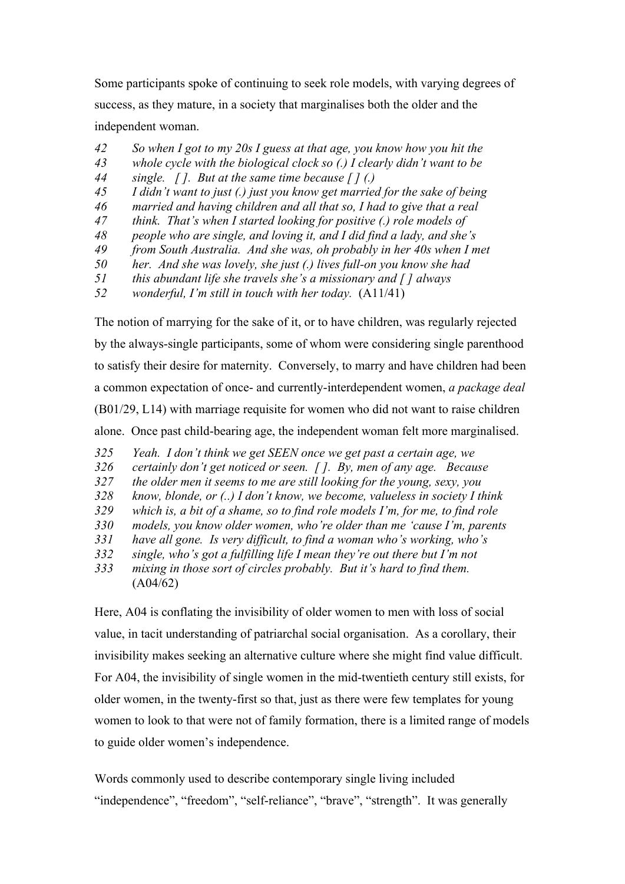Some participants spoke of continuing to seek role models, with varying degrees of success, as they mature, in a society that marginalises both the older and the independent woman.

42 *So when I got to my 20s I guess at that age, you know how you hit the*
43 *whole cycle with the biological clock so (.) I clearly didn't want to be*
44 *single. [ ]. But at the same time because [ ] (.)*
45 *I didn't want to just (.) just you know get married for the sake of being*
46 *married and having children and all that so, I had to give that a real*
47 *think. That's when I started looking for positive (.) role models of*
48 *people who are single, and loving it, and I did find a lady, and she's*
49 *from South Australia. And she was, oh probably in her 40s when I met*
50 *her. And she was lovely, she just (.) lives full-on you know she had*
51 *this abundant life she travels she's a missionary and [ ] always*
52 *wonderful, I'm still in touch with her today.* (A11/41)

The notion of marrying for the sake of it, or to have children, was regularly rejected by the always-single participants, some of whom were considering single parenthood to satisfy their desire for maternity. Conversely, to marry and have children had been a common expectation of once- and currently-interdependent women, *a package deal* (B01/29, L14) with marriage requisite for women who did not want to raise children alone. Once past child-bearing age, the independent woman felt more marginalised.

325 *Yeah. I don't think we get SEEN once we get past a certain age, we*
326 *certainly don't get noticed or seen. [ ]. By, men of any age. Because*
327 *the older men it seems to me are still looking for the young, sexy, you*
328 *know, blonde, or (..) I don't know, we become, valueless in society I think*
329 *which is, a bit of a shame, so to find role models I'm, for me, to find role*
330 *models, you know older women, who're older than me 'cause I'm, parents*
331 *have all gone. Is very difficult, to find a woman who's working, who's*
332 *single, who's got a fulfilling life I mean they're out there but I'm not*
333 *mixing in those sort of circles probably. But it's hard to find them.*
(A04/62)

Here, A04 is conflating the invisibility of older women to men with loss of social value, in tacit understanding of patriarchal social organisation. As a corollary, their invisibility makes seeking an alternative culture where she might find value difficult. For A04, the invisibility of single women in the mid-twentieth century still exists, for older women, in the twenty-first so that, just as there were few templates for young women to look to that were not of family formation, there is a limited range of models to guide older women's independence.

Words commonly used to describe contemporary single living included "independence", "freedom", "self-reliance", "brave", "strength". It was generally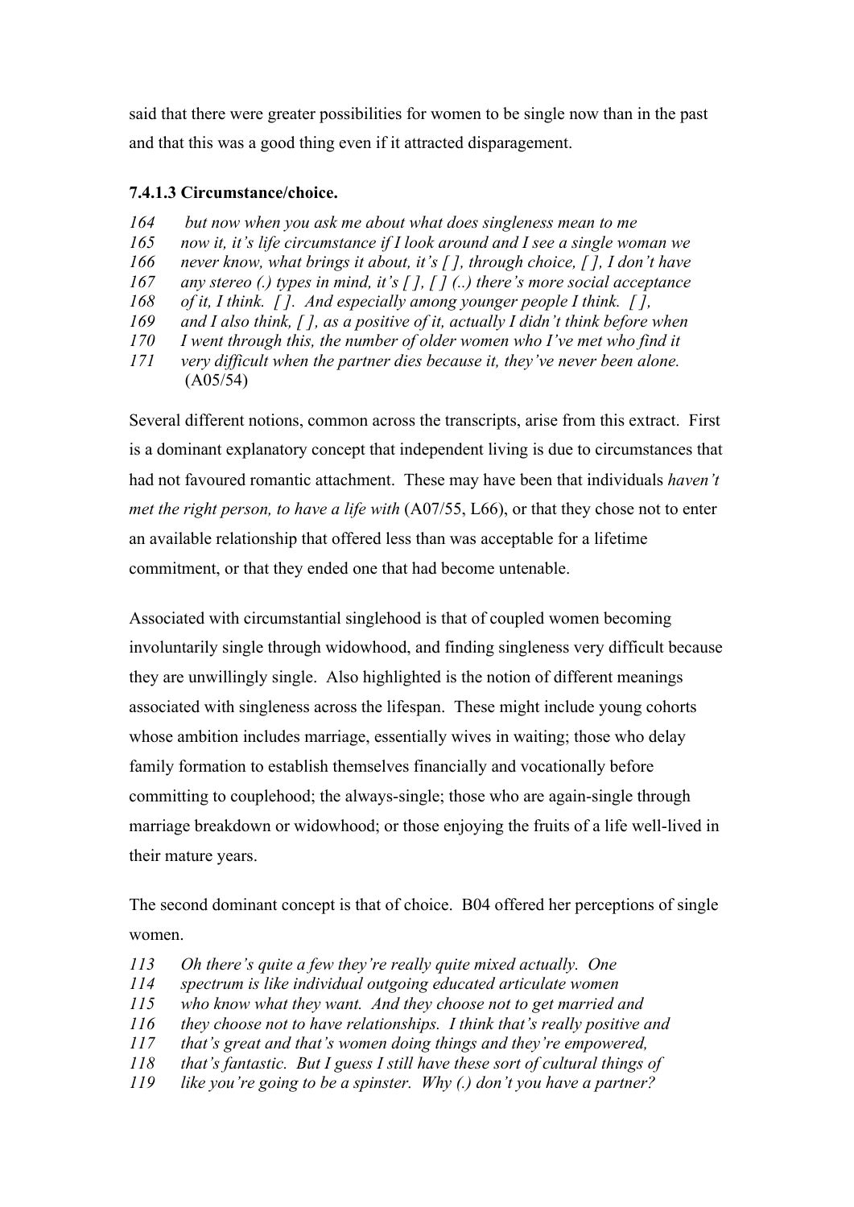said that there were greater possibilities for women to be single now than in the past and that this was a good thing even if it attracted disparagement.

#### 7.4.1.3 Circumstance/choice.

*164 but now when you ask me about what does singleness mean to me*
*165 now it, it's life circumstance if I look around and I see a single woman we*
*166 never know, what brings it about, it's [ ], through choice, [ ], I don't have*
*167 any stereo (.) types in mind, it's [ ], [ ] (..) there's more social acceptance*
*168 of it, I think. [ ]. And especially among younger people I think. [ ],*
*169 and I also think, [ ], as a positive of it, actually I didn't think before when*
*170 I went through this, the number of older women who I've met who find it*
*171 very difficult when the partner dies because it, they've never been alone.*
(A05/54)

Several different notions, common across the transcripts, arise from this extract. First is a dominant explanatory concept that independent living is due to circumstances that had not favoured romantic attachment. These may have been that individuals *haven't met the right person, to have a life with* (A07/55, L66), or that they chose not to enter an available relationship that offered less than was acceptable for a lifetime commitment, or that they ended one that had become untenable.

Associated with circumstantial singlehood is that of coupled women becoming involuntarily single through widowhood, and finding singleness very difficult because they are unwillingly single. Also highlighted is the notion of different meanings associated with singleness across the lifespan. These might include young cohorts whose ambition includes marriage, essentially wives in waiting; those who delay family formation to establish themselves financially and vocationally before committing to couplehood; the always-single; those who are again-single through marriage breakdown or widowhood; or those enjoying the fruits of a life well-lived in their mature years.

The second dominant concept is that of choice. B04 offered her perceptions of single women.

*113 Oh there's quite a few they're really quite mixed actually. One*
*114 spectrum is like individual outgoing educated articulate women*
*115 who know what they want. And they choose not to get married and*
*116 they choose not to have relationships. I think that's really positive and*
*117 that's great and that's women doing things and they're empowered,*
*118 that's fantastic. But I guess I still have these sort of cultural things of*
*119 like you're going to be a spinster. Why (.) don't you have a partner?*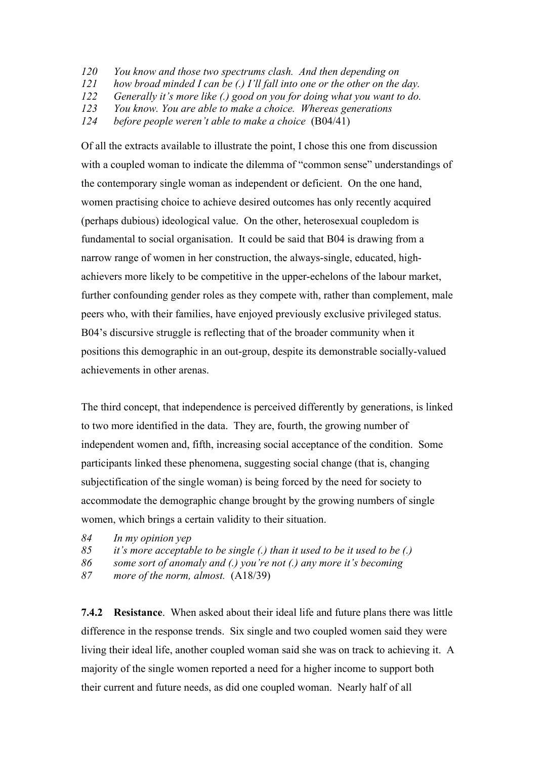*120 You know and those two spectrums clash. And then depending on*
*121 how broad minded I can be (.) I'll fall into one or the other on the day.*
*122 Generally it's more like (.) good on you for doing what you want to do.*
*123 You know. You are able to make a choice. Whereas generations*
*124 before people weren't able to make a choice* (B04/41)

Of all the extracts available to illustrate the point, I chose this one from discussion with a coupled woman to indicate the dilemma of "common sense" understandings of the contemporary single woman as independent or deficient. On the one hand, women practising choice to achieve desired outcomes has only recently acquired (perhaps dubious) ideological value. On the other, heterosexual coupledom is fundamental to social organisation. It could be said that B04 is drawing from a narrow range of women in her construction, the always-single, educated, high-achievers more likely to be competitive in the upper-echelons of the labour market, further confounding gender roles as they compete with, rather than complement, male peers who, with their families, have enjoyed previously exclusive privileged status. B04's discursive struggle is reflecting that of the broader community when it positions this demographic in an out-group, despite its demonstrable socially-valued achievements in other arenas.

The third concept, that independence is perceived differently by generations, is linked to two more identified in the data. They are, fourth, the growing number of independent women and, fifth, increasing social acceptance of the condition. Some participants linked these phenomena, suggesting social change (that is, changing subjectification of the single woman) is being forced by the need for society to accommodate the demographic change brought by the growing numbers of single women, which brings a certain validity to their situation.

*84 In my opinion yep*
*85 it's more acceptable to be single (.) than it used to be it used to be (.)*
*86 some sort of anomaly and (.) you're not (.) any more it's becoming*
*87 more of the norm, almost.* (A18/39)

**7.4.2 Resistance**. When asked about their ideal life and future plans there was little difference in the response trends. Six single and two coupled women said they were living their ideal life, another coupled woman said she was on track to achieving it. A majority of the single women reported a need for a higher income to support both their current and future needs, as did one coupled woman. Nearly half of all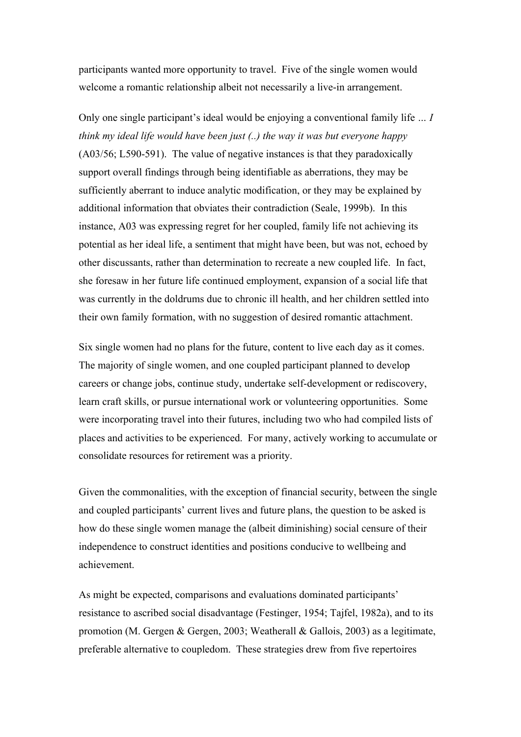participants wanted more opportunity to travel. Five of the single women would welcome a romantic relationship albeit not necessarily a live-in arrangement.

Only one single participant's ideal would be enjoying a conventional family life … *I think my ideal life would have been just (..) the way it was but everyone happy* (A03/56; L590-591). The value of negative instances is that they paradoxically support overall findings through being identifiable as aberrations, they may be sufficiently aberrant to induce analytic modification, or they may be explained by additional information that obviates their contradiction (Seale, 1999b). In this instance, A03 was expressing regret for her coupled, family life not achieving its potential as her ideal life, a sentiment that might have been, but was not, echoed by other discussants, rather than determination to recreate a new coupled life. In fact, she foresaw in her future life continued employment, expansion of a social life that was currently in the doldrums due to chronic ill health, and her children settled into their own family formation, with no suggestion of desired romantic attachment.

Six single women had no plans for the future, content to live each day as it comes. The majority of single women, and one coupled participant planned to develop careers or change jobs, continue study, undertake self-development or rediscovery, learn craft skills, or pursue international work or volunteering opportunities. Some were incorporating travel into their futures, including two who had compiled lists of places and activities to be experienced. For many, actively working to accumulate or consolidate resources for retirement was a priority.

Given the commonalities, with the exception of financial security, between the single and coupled participants' current lives and future plans, the question to be asked is how do these single women manage the (albeit diminishing) social censure of their independence to construct identities and positions conducive to wellbeing and achievement.

As might be expected, comparisons and evaluations dominated participants' resistance to ascribed social disadvantage (Festinger, 1954; Tajfel, 1982a), and to its promotion (M. Gergen & Gergen, 2003; Weatherall & Gallois, 2003) as a legitimate, preferable alternative to coupledom. These strategies drew from five repertoires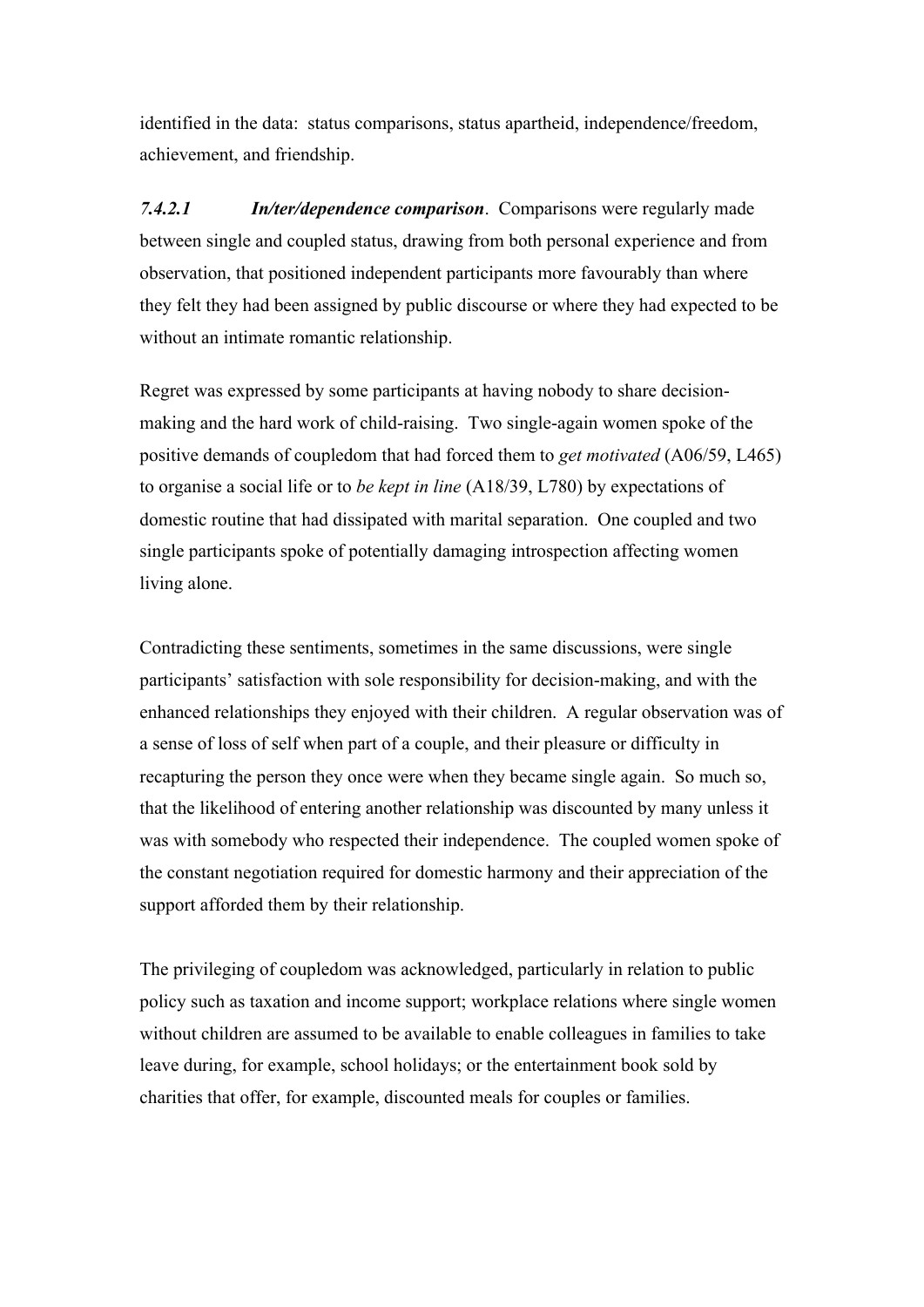identified in the data: status comparisons, status apartheid, independence/freedom, achievement, and friendship.

*7.4.2.1* ***In/ter/dependence comparison***. Comparisons were regularly made between single and coupled status, drawing from both personal experience and from observation, that positioned independent participants more favourably than where they felt they had been assigned by public discourse or where they had expected to be without an intimate romantic relationship.

Regret was expressed by some participants at having nobody to share decision-making and the hard work of child-raising. Two single-again women spoke of the positive demands of coupledom that had forced them to *get motivated* (A06/59, L465) to organise a social life or to *be kept in line* (A18/39, L780) by expectations of domestic routine that had dissipated with marital separation. One coupled and two single participants spoke of potentially damaging introspection affecting women living alone.

Contradicting these sentiments, sometimes in the same discussions, were single participants' satisfaction with sole responsibility for decision-making, and with the enhanced relationships they enjoyed with their children. A regular observation was of a sense of loss of self when part of a couple, and their pleasure or difficulty in recapturing the person they once were when they became single again. So much so, that the likelihood of entering another relationship was discounted by many unless it was with somebody who respected their independence. The coupled women spoke of the constant negotiation required for domestic harmony and their appreciation of the support afforded them by their relationship.

The privileging of coupledom was acknowledged, particularly in relation to public policy such as taxation and income support; workplace relations where single women without children are assumed to be available to enable colleagues in families to take leave during, for example, school holidays; or the entertainment book sold by charities that offer, for example, discounted meals for couples or families.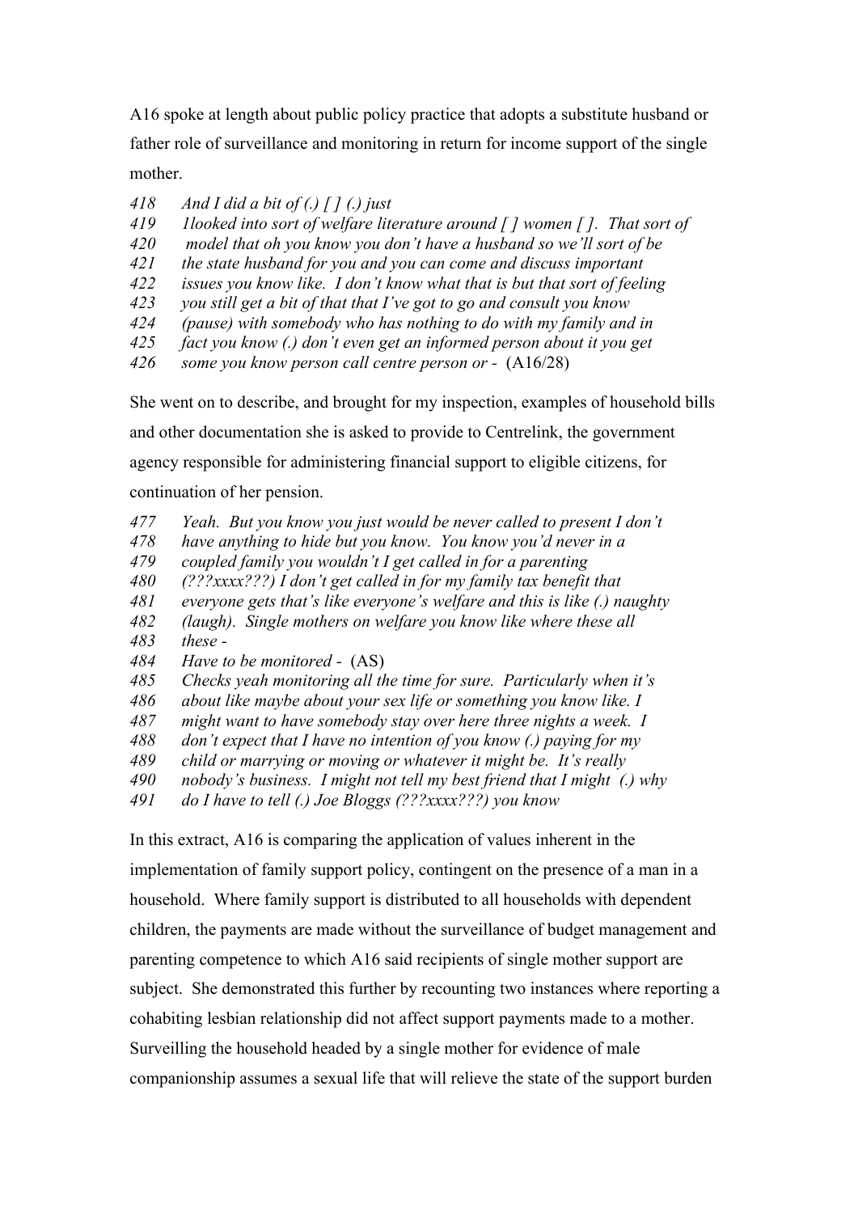A16 spoke at length about public policy practice that adopts a substitute husband or father role of surveillance and monitoring in return for income support of the single mother.

*418 And I did a bit of (.) [ ] (.) just*
*419 1looked into sort of welfare literature around [ ] women [ ]. That sort of*
*420 model that oh you know you don't have a husband so we'll sort of be*
*421 the state husband for you and you can come and discuss important*
*422 issues you know like. I don't know what that is but that sort of feeling*
*423 you still get a bit of that that I've got to go and consult you know*
*424 (pause) with somebody who has nothing to do with my family and in*
*425 fact you know (.) don't even get an informed person about it you get*
*426 some you know person call centre person or -* (A16/28)

She went on to describe, and brought for my inspection, examples of household bills and other documentation she is asked to provide to Centrelink, the government agency responsible for administering financial support to eligible citizens, for continuation of her pension.

*477 Yeah. But you know you just would be never called to present I don't*
*478 have anything to hide but you know. You know you'd never in a*
*479 coupled family you wouldn't I get called in for a parenting*
*480 (???xxxx???) I don't get called in for my family tax benefit that*
*481 everyone gets that's like everyone's welfare and this is like (.) naughty*
*482 (laugh). Single mothers on welfare you know like where these all*
*483 these -*
*484 Have to be monitored -* (AS)
*485 Checks yeah monitoring all the time for sure. Particularly when it's*
*486 about like maybe about your sex life or something you know like. I*
*487 might want to have somebody stay over here three nights a week. I*
*488 don't expect that I have no intention of you know (.) paying for my*
*489 child or marrying or moving or whatever it might be. It's really*
*490 nobody's business. I might not tell my best friend that I might (.) why*
*491 do I have to tell (.) Joe Bloggs (???xxxx???) you know*

In this extract, A16 is comparing the application of values inherent in the implementation of family support policy, contingent on the presence of a man in a household. Where family support is distributed to all households with dependent children, the payments are made without the surveillance of budget management and parenting competence to which A16 said recipients of single mother support are subject. She demonstrated this further by recounting two instances where reporting a cohabiting lesbian relationship did not affect support payments made to a mother. Surveilling the household headed by a single mother for evidence of male companionship assumes a sexual life that will relieve the state of the support burden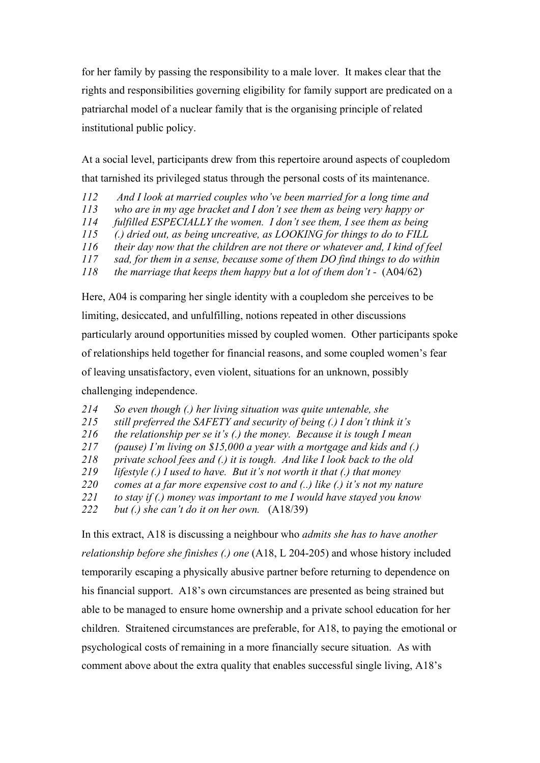for her family by passing the responsibility to a male lover. It makes clear that the rights and responsibilities governing eligibility for family support are predicated on a patriarchal model of a nuclear family that is the organising principle of related institutional public policy.

At a social level, participants drew from this repertoire around aspects of coupledom that tarnished its privileged status through the personal costs of its maintenance.

*112 And I look at married couples who've been married for a long time and*
*113 who are in my age bracket and I don't see them as being very happy or*
*114 fulfilled ESPECIALLY the women. I don't see them, I see them as being*
*115 (.) dried out, as being uncreative, as LOOKING for things to do to FILL*
*116 their day now that the children are not there or whatever and, I kind of feel*
*117 sad, for them in a sense, because some of them DO find things to do within*
*118 the marriage that keeps them happy but a lot of them don't -* (A04/62)

Here, A04 is comparing her single identity with a coupledom she perceives to be limiting, desiccated, and unfulfilling, notions repeated in other discussions particularly around opportunities missed by coupled women. Other participants spoke of relationships held together for financial reasons, and some coupled women's fear of leaving unsatisfactory, even violent, situations for an unknown, possibly challenging independence.

*214 So even though (.) her living situation was quite untenable, she*
*215 still preferred the SAFETY and security of being (.) I don't think it's*
*216 the relationship per se it's (.) the money. Because it is tough I mean*
*217 (pause) I'm living on $15,000 a year with a mortgage and kids and (.)*
*218 private school fees and (.) it is tough. And like I look back to the old*
*219 lifestyle (.) I used to have. But it's not worth it that (.) that money*
*220 comes at a far more expensive cost to and (..) like (.) it's not my nature*
*221 to stay if (.) money was important to me I would have stayed you know*
*222 but (.) she can't do it on her own.* (A18/39)

In this extract, A18 is discussing a neighbour who *admits she has to have another relationship before she finishes (.) one* (A18, L 204-205) and whose history included temporarily escaping a physically abusive partner before returning to dependence on his financial support. A18's own circumstances are presented as being strained but able to be managed to ensure home ownership and a private school education for her children. Straitened circumstances are preferable, for A18, to paying the emotional or psychological costs of remaining in a more financially secure situation. As with comment above about the extra quality that enables successful single living, A18's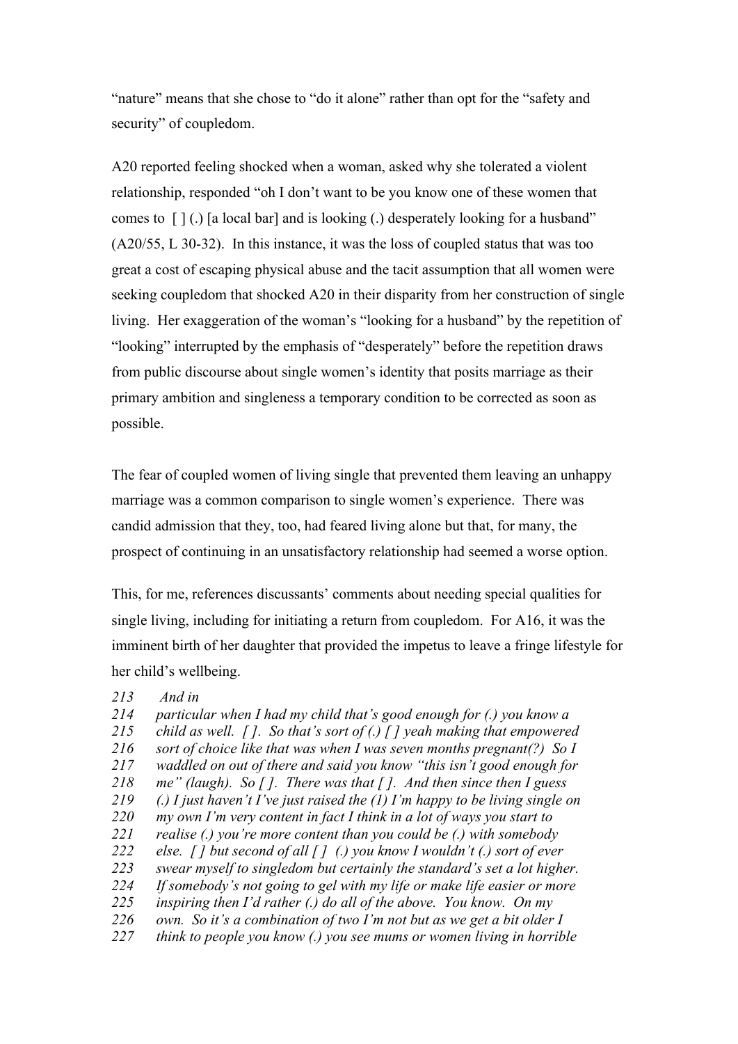"nature" means that she chose to "do it alone" rather than opt for the "safety and security" of coupledom.

A20 reported feeling shocked when a woman, asked why she tolerated a violent relationship, responded "oh I don't want to be you know one of these women that comes to [ ] (.) [a local bar] and is looking (.) desperately looking for a husband" (A20/55, L 30-32). In this instance, it was the loss of coupled status that was too great a cost of escaping physical abuse and the tacit assumption that all women were seeking coupledom that shocked A20 in their disparity from her construction of single living. Her exaggeration of the woman's "looking for a husband" by the repetition of "looking" interrupted by the emphasis of "desperately" before the repetition draws from public discourse about single women's identity that posits marriage as their primary ambition and singleness a temporary condition to be corrected as soon as possible.

The fear of coupled women of living single that prevented them leaving an unhappy marriage was a common comparison to single women's experience. There was candid admission that they, too, had feared living alone but that, for many, the prospect of continuing in an unsatisfactory relationship had seemed a worse option.

This, for me, references discussants' comments about needing special qualities for single living, including for initiating a return from coupledom. For A16, it was the imminent birth of her daughter that provided the impetus to leave a fringe lifestyle for her child's wellbeing.

*213 And in*
*214 particular when I had my child that's good enough for (.) you know a*
*215 child as well. [ ]. So that's sort of (.) [ ] yeah making that empowered*
*216 sort of choice like that was when I was seven months pregnant(?) So I*
*217 waddled on out of there and said you know "this isn't good enough for*
*218 me" (laugh). So [ ]. There was that [ ]. And then since then I guess*
*219 (.) I just haven't I've just raised the (1) I'm happy to be living single on*
*220 my own I'm very content in fact I think in a lot of ways you start to*
*221 realise (.) you're more content than you could be (.) with somebody*
*222 else. [ ] but second of all [ ] (.) you know I wouldn't (.) sort of ever*
*223 swear myself to singledom but certainly the standard's set a lot higher.*
*224 If somebody's not going to gel with my life or make life easier or more*
*225 inspiring then I'd rather (.) do all of the above. You know. On my*
*226 own. So it's a combination of two I'm not but as we get a bit older I*
*227 think to people you know (.) you see mums or women living in horrible*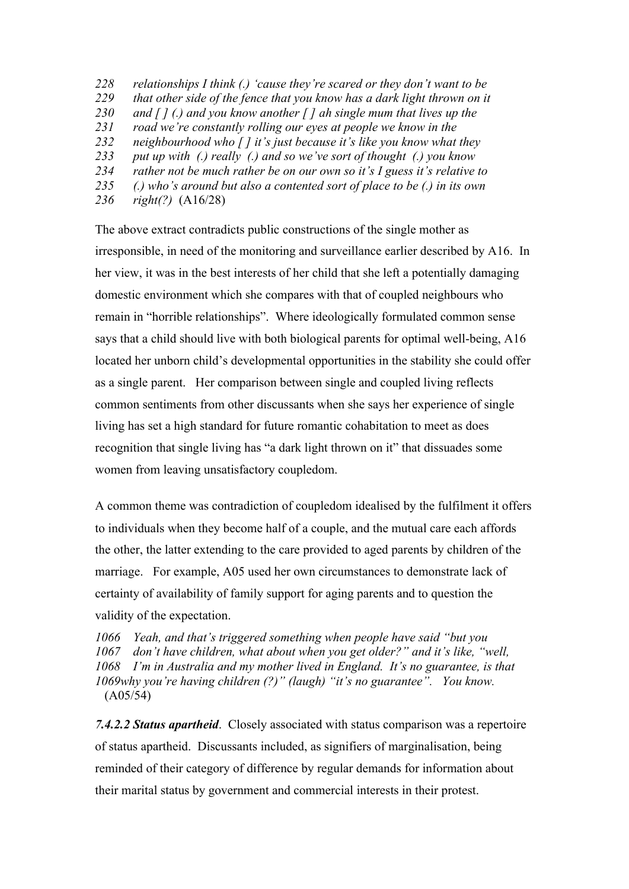*228 relationships I think (.) 'cause they're scared or they don't want to be*
*229 that other side of the fence that you know has a dark light thrown on it*
*230 and [ ] (.) and you know another [ ] ah single mum that lives up the*
*231 road we're constantly rolling our eyes at people we know in the*
*232 neighbourhood who [ ] it's just because it's like you know what they*
*233 put up with (.) really (.) and so we've sort of thought (.) you know*
*234 rather not be much rather be on our own so it's I guess it's relative to*
*235 (.) who's around but also a contented sort of place to be (.) in its own*
*236 right(?)* (A16/28)

The above extract contradicts public constructions of the single mother as irresponsible, in need of the monitoring and surveillance earlier described by A16. In her view, it was in the best interests of her child that she left a potentially damaging domestic environment which she compares with that of coupled neighbours who remain in "horrible relationships". Where ideologically formulated common sense says that a child should live with both biological parents for optimal well-being, A16 located her unborn child's developmental opportunities in the stability she could offer as a single parent. Her comparison between single and coupled living reflects common sentiments from other discussants when she says her experience of single living has set a high standard for future romantic cohabitation to meet as does recognition that single living has "a dark light thrown on it" that dissuades some women from leaving unsatisfactory coupledom.

A common theme was contradiction of coupledom idealised by the fulfilment it offers to individuals when they become half of a couple, and the mutual care each affords the other, the latter extending to the care provided to aged parents by children of the marriage. For example, A05 used her own circumstances to demonstrate lack of certainty of availability of family support for aging parents and to question the validity of the expectation.

*1066 Yeah, and that's triggered something when people have said "but you*
*1067 don't have children, what about when you get older?" and it's like, "well,*
*1068 I'm in Australia and my mother lived in England. It's no guarantee, is that*
*1069why you're having children (?)" (laugh) "it's no guarantee". You know.*
(A05/54)

***7.4.2.2 Status apartheid***. Closely associated with status comparison was a repertoire of status apartheid. Discussants included, as signifiers of marginalisation, being reminded of their category of difference by regular demands for information about their marital status by government and commercial interests in their protest.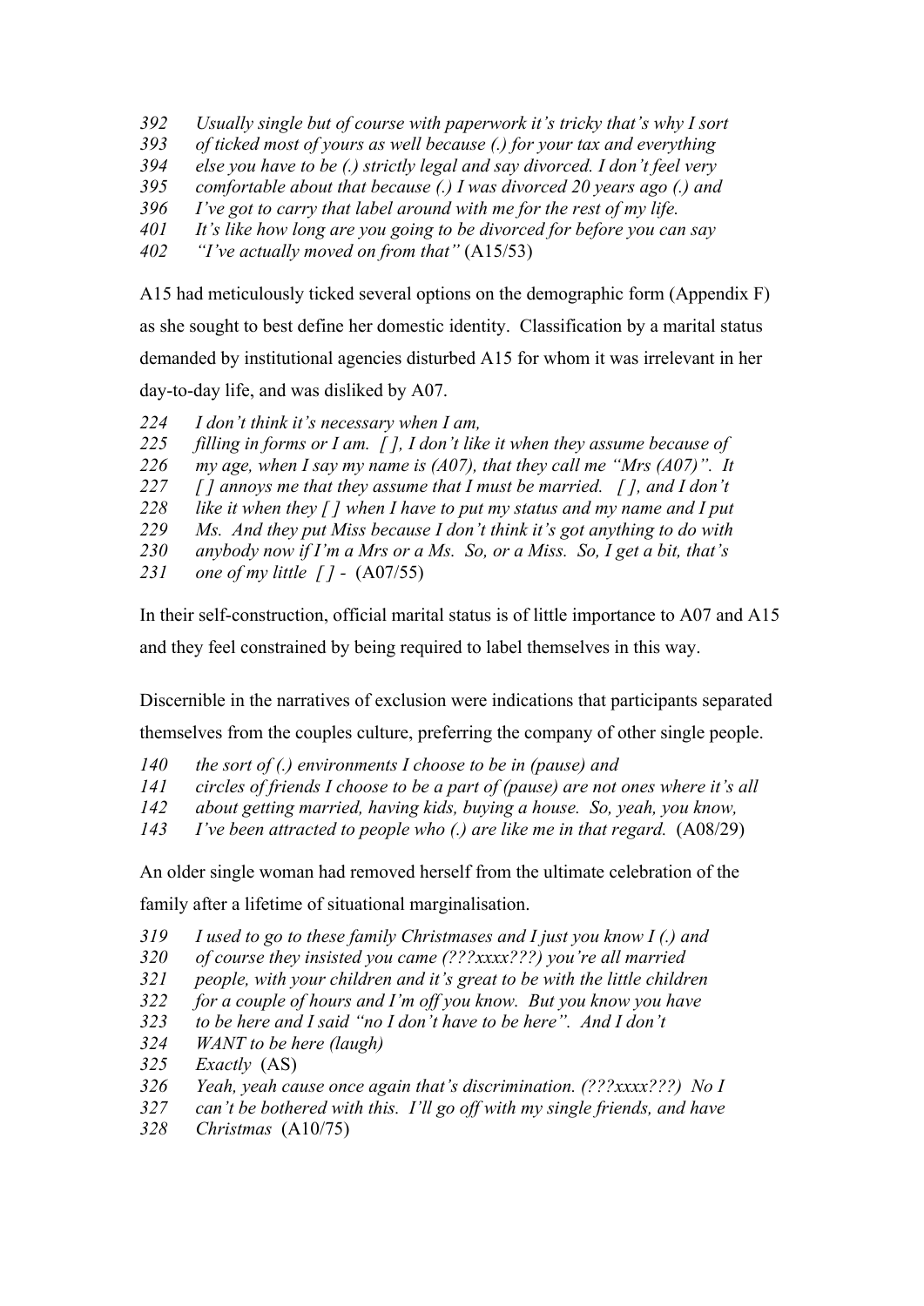*392 Usually single but of course with paperwork it's tricky that's why I sort*
*393 of ticked most of yours as well because (.) for your tax and everything*
*394 else you have to be (.) strictly legal and say divorced. I don't feel very*
*395 comfortable about that because (.) I was divorced 20 years ago (.) and*
*396 I've got to carry that label around with me for the rest of my life.*
*401 It's like how long are you going to be divorced for before you can say*
*402 "I've actually moved on from that"* (A15/53)

A15 had meticulously ticked several options on the demographic form (Appendix F) as she sought to best define her domestic identity. Classification by a marital status demanded by institutional agencies disturbed A15 for whom it was irrelevant in her day-to-day life, and was disliked by A07.

*224 I don't think it's necessary when I am,*
*225 filling in forms or I am. [ ], I don't like it when they assume because of*
*226 my age, when I say my name is (A07), that they call me "Mrs (A07)". It*
*227 [ ] annoys me that they assume that I must be married. [ ], and I don't*
*228 like it when they [ ] when I have to put my status and my name and I put*
*229 Ms. And they put Miss because I don't think it's got anything to do with*
*230 anybody now if I'm a Mrs or a Ms. So, or a Miss. So, I get a bit, that's*
*231 one of my little [ ] -* (A07/55)

In their self-construction, official marital status is of little importance to A07 and A15 and they feel constrained by being required to label themselves in this way.

Discernible in the narratives of exclusion were indications that participants separated themselves from the couples culture, preferring the company of other single people.

*140 the sort of (.) environments I choose to be in (pause) and*
*141 circles of friends I choose to be a part of (pause) are not ones where it's all*
*142 about getting married, having kids, buying a house. So, yeah, you know,*
*143 I've been attracted to people who (.) are like me in that regard.* (A08/29)

An older single woman had removed herself from the ultimate celebration of the family after a lifetime of situational marginalisation.

*319 I used to go to these family Christmases and I just you know I (.) and*
*320 of course they insisted you came (???xxxx???) you're all married*
*321 people, with your children and it's great to be with the little children*
*322 for a couple of hours and I'm off you know. But you know you have*
*323 to be here and I said "no I don't have to be here". And I don't*
*324 WANT to be here (laugh)*
*325 Exactly* (AS)
*326 Yeah, yeah cause once again that's discrimination. (???xxxx???) No I*
*327 can't be bothered with this. I'll go off with my single friends, and have*
*328 Christmas* (A10/75)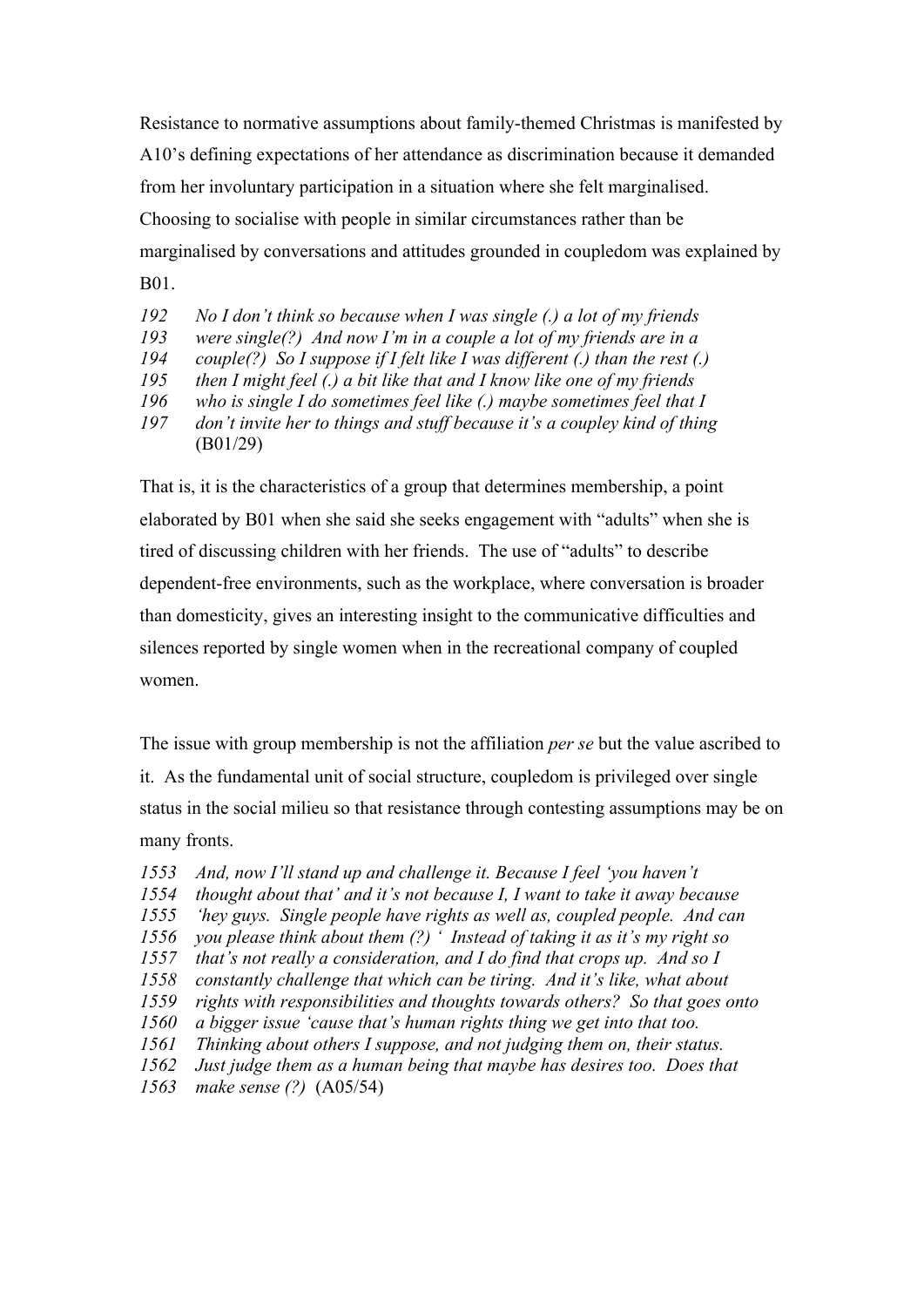Resistance to normative assumptions about family-themed Christmas is manifested by A10's defining expectations of her attendance as discrimination because it demanded from her involuntary participation in a situation where she felt marginalised. Choosing to socialise with people in similar circumstances rather than be marginalised by conversations and attitudes grounded in coupledom was explained by B01.

*192 No I don't think so because when I was single (.) a lot of my friends*
*193 were single(?) And now I'm in a couple a lot of my friends are in a*
*194 couple(?) So I suppose if I felt like I was different (.) than the rest (.)*
*195 then I might feel (.) a bit like that and I know like one of my friends*
*196 who is single I do sometimes feel like (.) maybe sometimes feel that I*
*197 don't invite her to things and stuff because it's a coupley kind of thing* (B01/29)

That is, it is the characteristics of a group that determines membership, a point elaborated by B01 when she said she seeks engagement with "adults" when she is tired of discussing children with her friends. The use of "adults" to describe dependent-free environments, such as the workplace, where conversation is broader than domesticity, gives an interesting insight to the communicative difficulties and silences reported by single women when in the recreational company of coupled women.

The issue with group membership is not the affiliation *per se* but the value ascribed to it. As the fundamental unit of social structure, coupledom is privileged over single status in the social milieu so that resistance through contesting assumptions may be on many fronts.

*1553 And, now I'll stand up and challenge it. Because I feel 'you haven't*
*1554 thought about that' and it's not because I, I want to take it away because*
*1555 'hey guys. Single people have rights as well as, coupled people. And can*
*1556 you please think about them (?) ' Instead of taking it as it's my right so*
*1557 that's not really a consideration, and I do find that crops up. And so I*
*1558 constantly challenge that which can be tiring. And it's like, what about*
*1559 rights with responsibilities and thoughts towards others? So that goes onto*
*1560 a bigger issue 'cause that's human rights thing we get into that too.*
*1561 Thinking about others I suppose, and not judging them on, their status.*
*1562 Just judge them as a human being that maybe has desires too. Does that*
*1563 make sense (?)* (A05/54)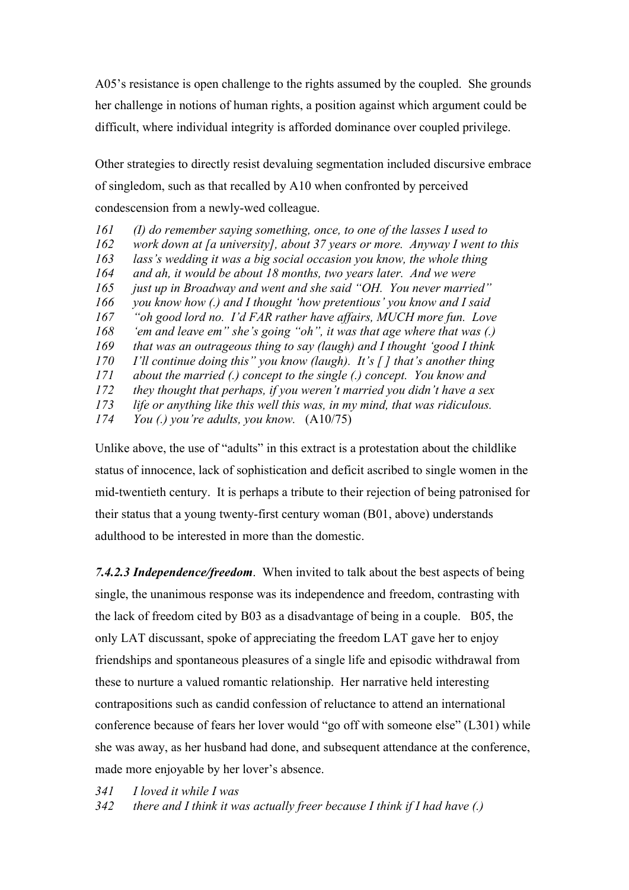A05's resistance is open challenge to the rights assumed by the coupled. She grounds her challenge in notions of human rights, a position against which argument could be difficult, where individual integrity is afforded dominance over coupled privilege.

Other strategies to directly resist devaluing segmentation included discursive embrace of singledom, such as that recalled by A10 when confronted by perceived condescension from a newly-wed colleague.

*161 (I) do remember saying something, once, to one of the lasses I used to*
*162 work down at [a university], about 37 years or more. Anyway I went to this*
*163 lass's wedding it was a big social occasion you know, the whole thing*
*164 and ah, it would be about 18 months, two years later. And we were*
*165 just up in Broadway and went and she said "OH. You never married"*
*166 you know how (.) and I thought 'how pretentious' you know and I said*
*167 "oh good lord no. I'd FAR rather have affairs, MUCH more fun. Love*
*168 'em and leave em" she's going "oh", it was that age where that was (.)*
*169 that was an outrageous thing to say (laugh) and I thought 'good I think*
*170 I'll continue doing this" you know (laugh). It's [ ] that's another thing*
*171 about the married (.) concept to the single (.) concept. You know and*
*172 they thought that perhaps, if you weren't married you didn't have a sex*
*173 life or anything like this well this was, in my mind, that was ridiculous.*
*174 You (.) you're adults, you know.* (A10/75)

Unlike above, the use of "adults" in this extract is a protestation about the childlike status of innocence, lack of sophistication and deficit ascribed to single women in the mid-twentieth century. It is perhaps a tribute to their rejection of being patronised for their status that a young twenty-first century woman (B01, above) understands adulthood to be interested in more than the domestic.

***7.4.2.3 Independence/freedom***. When invited to talk about the best aspects of being single, the unanimous response was its independence and freedom, contrasting with the lack of freedom cited by B03 as a disadvantage of being in a couple. B05, the only LAT discussant, spoke of appreciating the freedom LAT gave her to enjoy friendships and spontaneous pleasures of a single life and episodic withdrawal from these to nurture a valued romantic relationship. Her narrative held interesting contrapositions such as candid confession of reluctance to attend an international conference because of fears her lover would "go off with someone else" (L301) while she was away, as her husband had done, and subsequent attendance at the conference, made more enjoyable by her lover's absence.

*341 I loved it while I was*
*342 there and I think it was actually freer because I think if I had have (.)*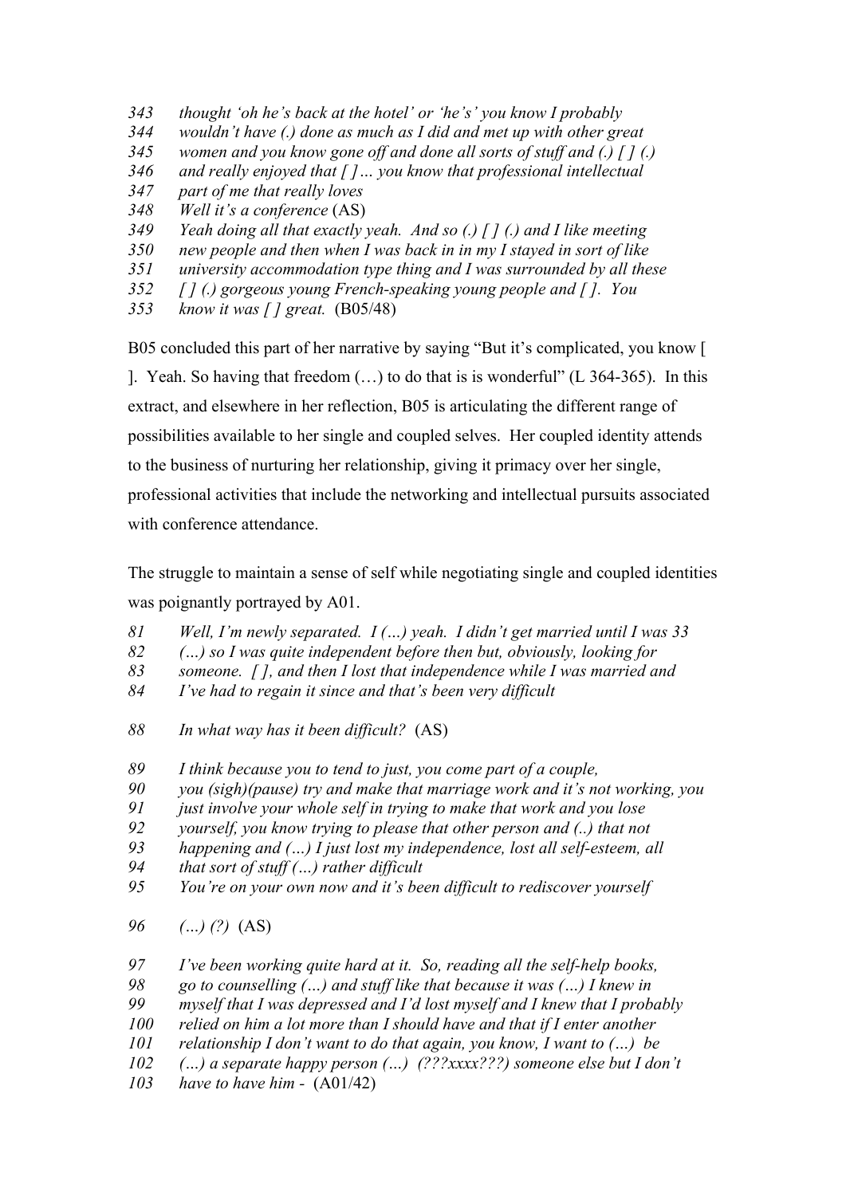343 *thought 'oh he's back at the hotel' or 'he's' you know I probably*
344 *wouldn't have (.) done as much as I did and met up with other great*
345 *women and you know gone off and done all sorts of stuff and (.) [ ] (.)*
346 *and really enjoyed that [ ]… you know that professional intellectual*
347 *part of me that really loves*
348 *Well it's a conference* (AS)
349 *Yeah doing all that exactly yeah. And so (.) [ ] (.) and I like meeting*
350 *new people and then when I was back in in my I stayed in sort of like*
351 *university accommodation type thing and I was surrounded by all these*
352 *[ ] (.) gorgeous young French-speaking young people and [ ]. You*
353 *know it was [ ] great.* (B05/48)

B05 concluded this part of her narrative by saying "But it's complicated, you know [ ]. Yeah. So having that freedom (…) to do that is is wonderful" (L 364-365). In this extract, and elsewhere in her reflection, B05 is articulating the different range of possibilities available to her single and coupled selves. Her coupled identity attends to the business of nurturing her relationship, giving it primacy over her single, professional activities that include the networking and intellectual pursuits associated with conference attendance.

The struggle to maintain a sense of self while negotiating single and coupled identities was poignantly portrayed by A01.

81 *Well, I'm newly separated. I (…) yeah. I didn't get married until I was 33*
82 *(…) so I was quite independent before then but, obviously, looking for*
83 *someone. [ ], and then I lost that independence while I was married and*
84 *I've had to regain it since and that's been very difficult*

88 *In what way has it been difficult?* (AS)

89 *I think because you to tend to just, you come part of a couple,*
90 *you (sigh)(pause) try and make that marriage work and it's not working, you*
91 *just involve your whole self in trying to make that work and you lose*
92 *yourself, you know trying to please that other person and (..) that not*
93 *happening and (…) I just lost my independence, lost all self-esteem, all*
94 *that sort of stuff (…) rather difficult*
95 *You're on your own now and it's been difficult to rediscover yourself*

96 *(…) (?)* (AS)

97 *I've been working quite hard at it. So, reading all the self-help books,*
98 *go to counselling (…) and stuff like that because it was (…) I knew in*
99 *myself that I was depressed and I'd lost myself and I knew that I probably*
100 *relied on him a lot more than I should have and that if I enter another*
101 *relationship I don't want to do that again, you know, I want to (…) be*
102 *(…) a separate happy person (…) (???xxxx???) someone else but I don't*
103 *have to have him -* (A01/42)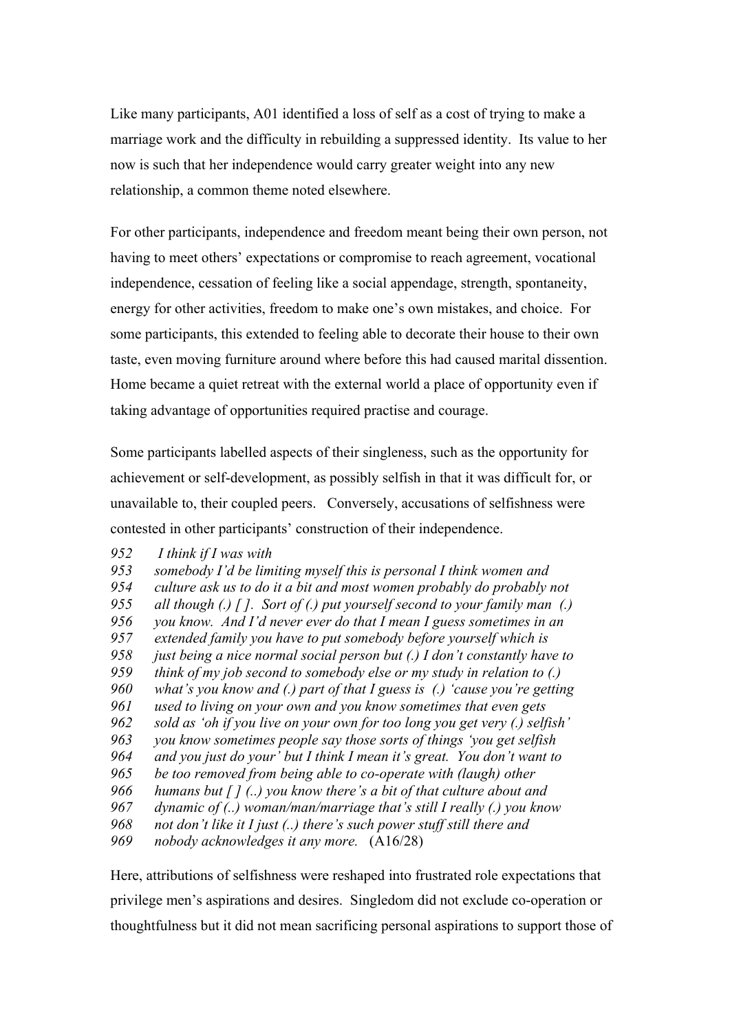Like many participants, A01 identified a loss of self as a cost of trying to make a marriage work and the difficulty in rebuilding a suppressed identity. Its value to her now is such that her independence would carry greater weight into any new relationship, a common theme noted elsewhere.

For other participants, independence and freedom meant being their own person, not having to meet others' expectations or compromise to reach agreement, vocational independence, cessation of feeling like a social appendage, strength, spontaneity, energy for other activities, freedom to make one's own mistakes, and choice. For some participants, this extended to feeling able to decorate their house to their own taste, even moving furniture around where before this had caused marital dissention. Home became a quiet retreat with the external world a place of opportunity even if taking advantage of opportunities required practise and courage.

Some participants labelled aspects of their singleness, such as the opportunity for achievement or self-development, as possibly selfish in that it was difficult for, or unavailable to, their coupled peers. Conversely, accusations of selfishness were contested in other participants' construction of their independence.

952 *I think if I was with*
953 *somebody I'd be limiting myself this is personal I think women and*
954 *culture ask us to do it a bit and most women probably do probably not*
955 *all though (.) [ ]. Sort of (.) put yourself second to your family man (.)*
956 *you know. And I'd never ever do that I mean I guess sometimes in an*
957 *extended family you have to put somebody before yourself which is*
958 *just being a nice normal social person but (.) I don't constantly have to*
959 *think of my job second to somebody else or my study in relation to (.)*
960 *what's you know and (.) part of that I guess is (.) 'cause you're getting*
961 *used to living on your own and you know sometimes that even gets*
962 *sold as 'oh if you live on your own for too long you get very (.) selfish'*
963 *you know sometimes people say those sorts of things 'you get selfish*
964 *and you just do your' but I think I mean it's great. You don't want to*
965 *be too removed from being able to co-operate with (laugh) other*
966 *humans but [ ] (..) you know there's a bit of that culture about and*
967 *dynamic of (..) woman/man/marriage that's still I really (.) you know*
968 *not don't like it I just (..) there's such power stuff still there and*
969 *nobody acknowledges it any more.* (A16/28)

Here, attributions of selfishness were reshaped into frustrated role expectations that privilege men's aspirations and desires. Singledom did not exclude co-operation or thoughtfulness but it did not mean sacrificing personal aspirations to support those of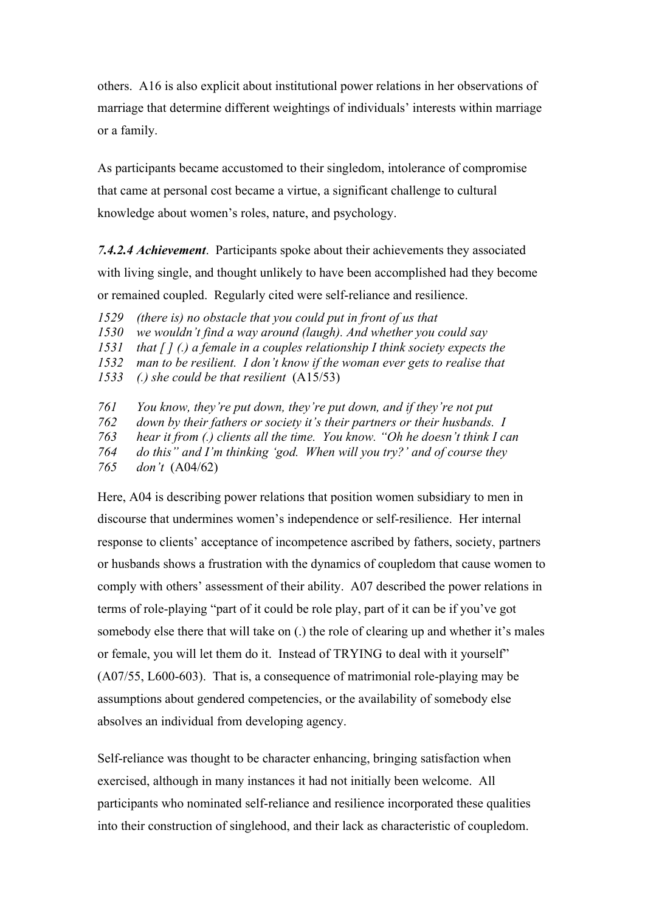others. A16 is also explicit about institutional power relations in her observations of marriage that determine different weightings of individuals' interests within marriage or a family.

As participants became accustomed to their singledom, intolerance of compromise that came at personal cost became a virtue, a significant challenge to cultural knowledge about women's roles, nature, and psychology.

***7.4.2.4 Achievement***. Participants spoke about their achievements they associated with living single, and thought unlikely to have been accomplished had they become or remained coupled. Regularly cited were self-reliance and resilience.

1529 *(there is) no obstacle that you could put in front of us that*
1530 *we wouldn't find a way around (laugh). And whether you could say*
1531 *that [ ] (.) a female in a couples relationship I think society expects the*
1532 *man to be resilient. I don't know if the woman ever gets to realise that*
1533 *(.) she could be that resilient* (A15/53)

761 *You know, they're put down, they're put down, and if they're not put*
762 *down by their fathers or society it's their partners or their husbands. I*
763 *hear it from (.) clients all the time. You know. "Oh he doesn't think I can*
764 *do this" and I'm thinking 'god. When will you try?' and of course they*
765 *don't* (A04/62)

Here, A04 is describing power relations that position women subsidiary to men in discourse that undermines women's independence or self-resilience. Her internal response to clients' acceptance of incompetence ascribed by fathers, society, partners or husbands shows a frustration with the dynamics of coupledom that cause women to comply with others' assessment of their ability. A07 described the power relations in terms of role-playing "part of it could be role play, part of it can be if you've got somebody else there that will take on (.) the role of clearing up and whether it's males or female, you will let them do it. Instead of TRYING to deal with it yourself" (A07/55, L600-603). That is, a consequence of matrimonial role-playing may be assumptions about gendered competencies, or the availability of somebody else absolves an individual from developing agency.

Self-reliance was thought to be character enhancing, bringing satisfaction when exercised, although in many instances it had not initially been welcome. All participants who nominated self-reliance and resilience incorporated these qualities into their construction of singlehood, and their lack as characteristic of coupledom.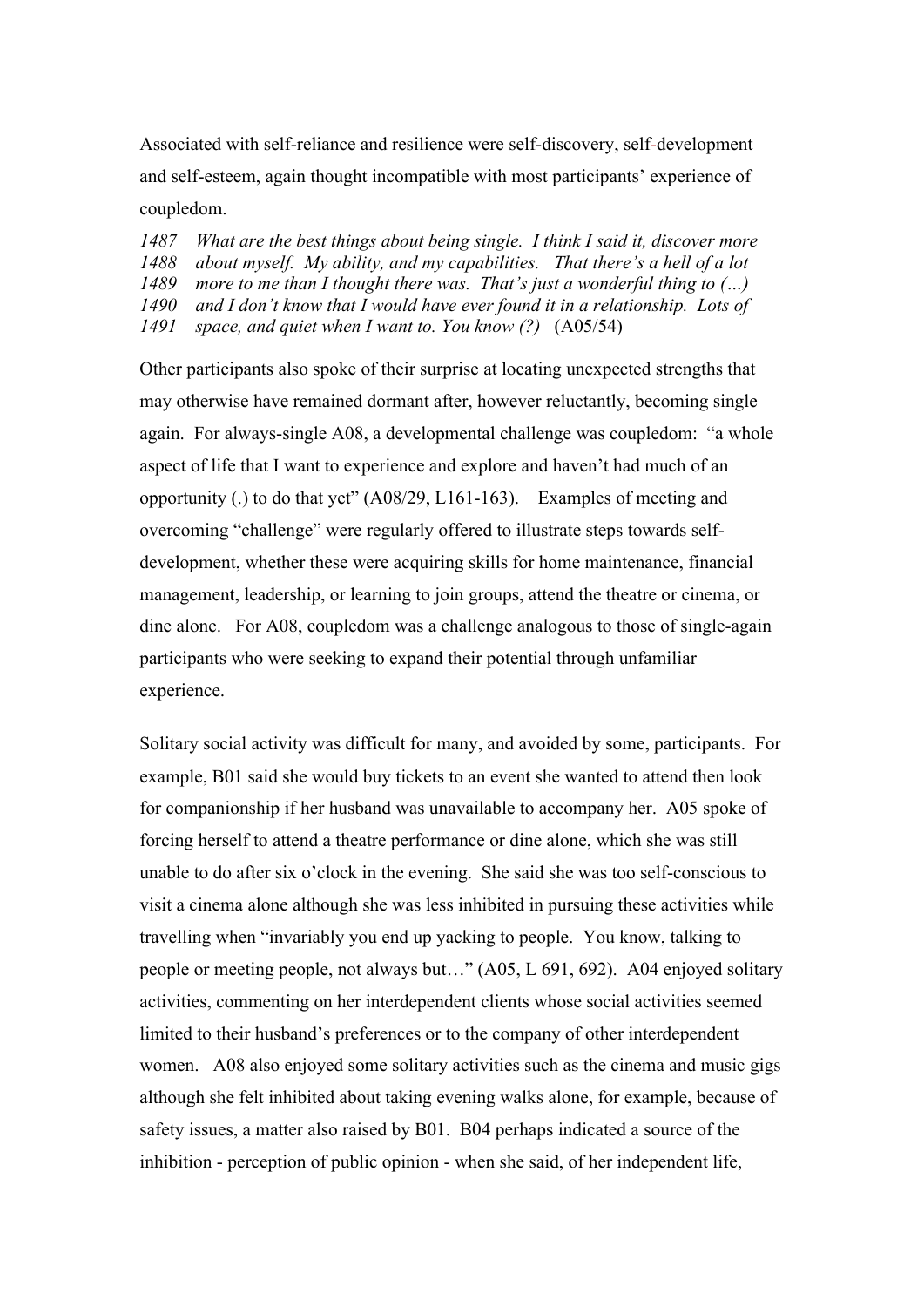Associated with self-reliance and resilience were self-discovery, self-development and self-esteem, again thought incompatible with most participants' experience of coupledom.

*1487 What are the best things about being single. I think I said it, discover more*
*1488 about myself. My ability, and my capabilities. That there's a hell of a lot*
*1489 more to me than I thought there was. That's just a wonderful thing to (...)*
*1490 and I don't know that I would have ever found it in a relationship. Lots of*
*1491 space, and quiet when I want to. You know (?)* (A05/54)

Other participants also spoke of their surprise at locating unexpected strengths that may otherwise have remained dormant after, however reluctantly, becoming single again. For always-single A08, a developmental challenge was coupledom: "a whole aspect of life that I want to experience and explore and haven't had much of an opportunity (.) to do that yet" (A08/29, L161-163). Examples of meeting and overcoming "challenge" were regularly offered to illustrate steps towards self-development, whether these were acquiring skills for home maintenance, financial management, leadership, or learning to join groups, attend the theatre or cinema, or dine alone. For A08, coupledom was a challenge analogous to those of single-again participants who were seeking to expand their potential through unfamiliar experience.

Solitary social activity was difficult for many, and avoided by some, participants. For example, B01 said she would buy tickets to an event she wanted to attend then look for companionship if her husband was unavailable to accompany her. A05 spoke of forcing herself to attend a theatre performance or dine alone, which she was still unable to do after six o'clock in the evening. She said she was too self-conscious to visit a cinema alone although she was less inhibited in pursuing these activities while travelling when "invariably you end up yacking to people. You know, talking to people or meeting people, not always but…" (A05, L 691, 692). A04 enjoyed solitary activities, commenting on her interdependent clients whose social activities seemed limited to their husband's preferences or to the company of other interdependent women. A08 also enjoyed some solitary activities such as the cinema and music gigs although she felt inhibited about taking evening walks alone, for example, because of safety issues, a matter also raised by B01. B04 perhaps indicated a source of the inhibition - perception of public opinion - when she said, of her independent life,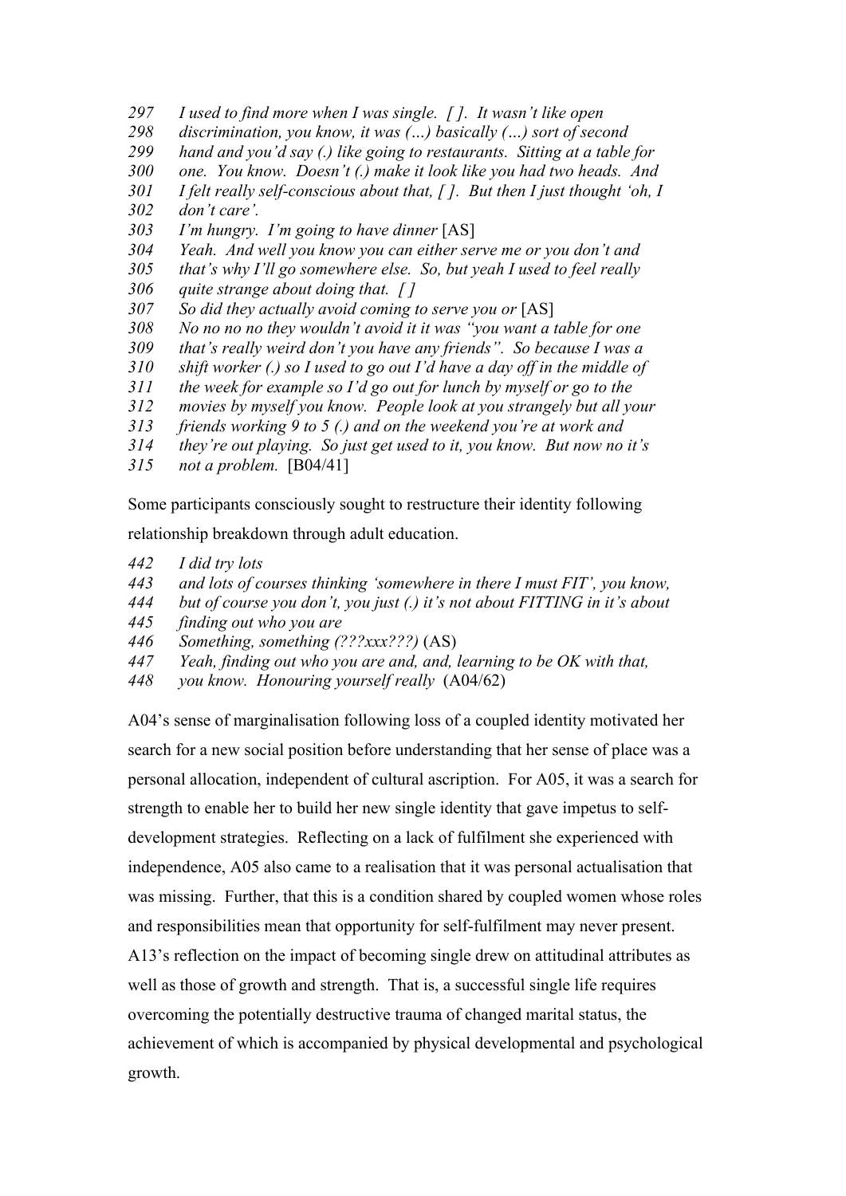*297 I used to find more when I was single. [ ]. It wasn't like open*
*298 discrimination, you know, it was (…) basically (…) sort of second*
*299 hand and you'd say (.) like going to restaurants. Sitting at a table for*
*300 one. You know. Doesn't (.) make it look like you had two heads. And*
*301 I felt really self-conscious about that, [ ]. But then I just thought 'oh, I*
*302 don't care'.*
*303 I'm hungry. I'm going to have dinner* [AS]
*304 Yeah. And well you know you can either serve me or you don't and*
*305 that's why I'll go somewhere else. So, but yeah I used to feel really*
*306 quite strange about doing that. [ ]*
*307 So did they actually avoid coming to serve you or* [AS]
*308 No no no no they wouldn't avoid it it was "you want a table for one*
*309 that's really weird don't you have any friends". So because I was a*
*310 shift worker (.) so I used to go out I'd have a day off in the middle of*
*311 the week for example so I'd go out for lunch by myself or go to the*
*312 movies by myself you know. People look at you strangely but all your*
*313 friends working 9 to 5 (.) and on the weekend you're at work and*
*314 they're out playing. So just get used to it, you know. But now no it's*
*315 not a problem.* [B04/41]

Some participants consciously sought to restructure their identity following relationship breakdown through adult education.

*442 I did try lots*
*443 and lots of courses thinking 'somewhere in there I must FIT', you know,*
*444 but of course you don't, you just (.) it's not about FITTING in it's about*
*445 finding out who you are*
*446 Something, something (???xxx???)* (AS)
*447 Yeah, finding out who you are and, and, learning to be OK with that,*
*448 you know. Honouring yourself really* (A04/62)

A04's sense of marginalisation following loss of a coupled identity motivated her search for a new social position before understanding that her sense of place was a personal allocation, independent of cultural ascription. For A05, it was a search for strength to enable her to build her new single identity that gave impetus to self-development strategies. Reflecting on a lack of fulfilment she experienced with independence, A05 also came to a realisation that it was personal actualisation that was missing. Further, that this is a condition shared by coupled women whose roles and responsibilities mean that opportunity for self-fulfilment may never present. A13's reflection on the impact of becoming single drew on attitudinal attributes as well as those of growth and strength. That is, a successful single life requires overcoming the potentially destructive trauma of changed marital status, the achievement of which is accompanied by physical developmental and psychological growth.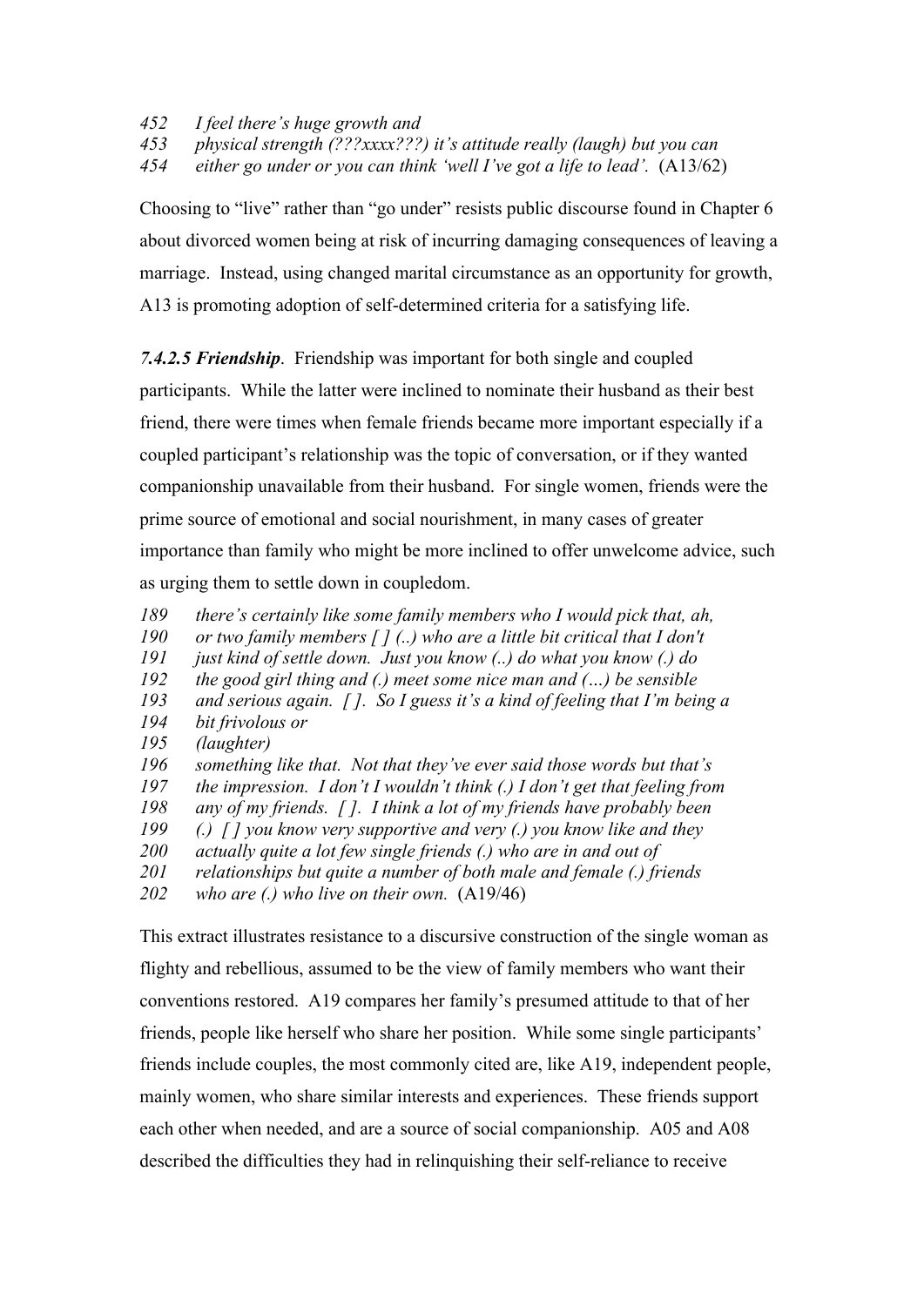*452 I feel there's huge growth and*
*453 physical strength (???xxxx???) it's attitude really (laugh) but you can*
*454 either go under or you can think 'well I've got a life to lead'.* (A13/62)

Choosing to "live" rather than "go under" resists public discourse found in Chapter 6 about divorced women being at risk of incurring damaging consequences of leaving a marriage. Instead, using changed marital circumstance as an opportunity for growth, A13 is promoting adoption of self-determined criteria for a satisfying life.

***7.4.2.5 Friendship***. Friendship was important for both single and coupled participants. While the latter were inclined to nominate their husband as their best friend, there were times when female friends became more important especially if a coupled participant's relationship was the topic of conversation, or if they wanted companionship unavailable from their husband. For single women, friends were the prime source of emotional and social nourishment, in many cases of greater importance than family who might be more inclined to offer unwelcome advice, such as urging them to settle down in coupledom.

*189 there's certainly like some family members who I would pick that, ah,*
*190 or two family members [ ] (..) who are a little bit critical that I don't*
*191 just kind of settle down. Just you know (..) do what you know (.) do*
*192 the good girl thing and (.) meet some nice man and (…) be sensible*
*193 and serious again. [ ]. So I guess it's a kind of feeling that I'm being a*
*194 bit frivolous or*
*195 (laughter)*
*196 something like that. Not that they've ever said those words but that's*
*197 the impression. I don't I wouldn't think (.) I don't get that feeling from*
*198 any of my friends. [ ]. I think a lot of my friends have probably been*
*199 (.) [ ] you know very supportive and very (.) you know like and they*
*200 actually quite a lot few single friends (.) who are in and out of*
*201 relationships but quite a number of both male and female (.) friends*
*202 who are (.) who live on their own.* (A19/46)

This extract illustrates resistance to a discursive construction of the single woman as flighty and rebellious, assumed to be the view of family members who want their conventions restored. A19 compares her family's presumed attitude to that of her friends, people like herself who share her position. While some single participants' friends include couples, the most commonly cited are, like A19, independent people, mainly women, who share similar interests and experiences. These friends support each other when needed, and are a source of social companionship. A05 and A08 described the difficulties they had in relinquishing their self-reliance to receive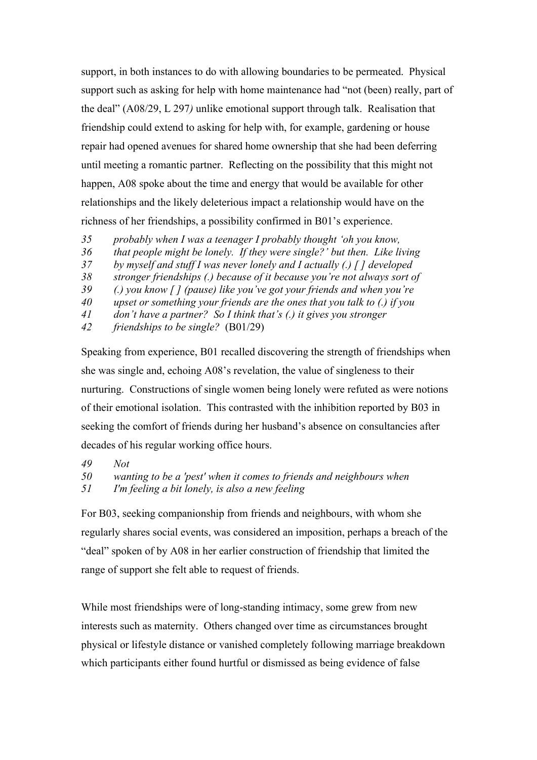support, in both instances to do with allowing boundaries to be permeated. Physical support such as asking for help with home maintenance had "not (been) really, part of the deal" (A08/29, L 297*)* unlike emotional support through talk. Realisation that friendship could extend to asking for help with, for example, gardening or house repair had opened avenues for shared home ownership that she had been deferring until meeting a romantic partner. Reflecting on the possibility that this might not happen, A08 spoke about the time and energy that would be available for other relationships and the likely deleterious impact a relationship would have on the richness of her friendships, a possibility confirmed in B01's experience.

*35 probably when I was a teenager I probably thought 'oh you know,*
*36 that people might be lonely. If they were single?' but then. Like living*
*37 by myself and stuff I was never lonely and I actually (.) [ ] developed*
*38 stronger friendships (.) because of it because you're not always sort of*
*39 (.) you know [ ] (pause) like you've got your friends and when you're*
*40 upset or something your friends are the ones that you talk to (.) if you*
*41 don't have a partner? So I think that's (.) it gives you stronger*
*42 friendships to be single?* (B01/29)

Speaking from experience, B01 recalled discovering the strength of friendships when she was single and, echoing A08's revelation, the value of singleness to their nurturing. Constructions of single women being lonely were refuted as were notions of their emotional isolation. This contrasted with the inhibition reported by B03 in seeking the comfort of friends during her husband's absence on consultancies after decades of his regular working office hours.

*49 Not*
*50 wanting to be a 'pest' when it comes to friends and neighbours when*
*51 I'm feeling a bit lonely, is also a new feeling*

For B03, seeking companionship from friends and neighbours, with whom she regularly shares social events, was considered an imposition, perhaps a breach of the "deal" spoken of by A08 in her earlier construction of friendship that limited the range of support she felt able to request of friends.

While most friendships were of long-standing intimacy, some grew from new interests such as maternity. Others changed over time as circumstances brought physical or lifestyle distance or vanished completely following marriage breakdown which participants either found hurtful or dismissed as being evidence of false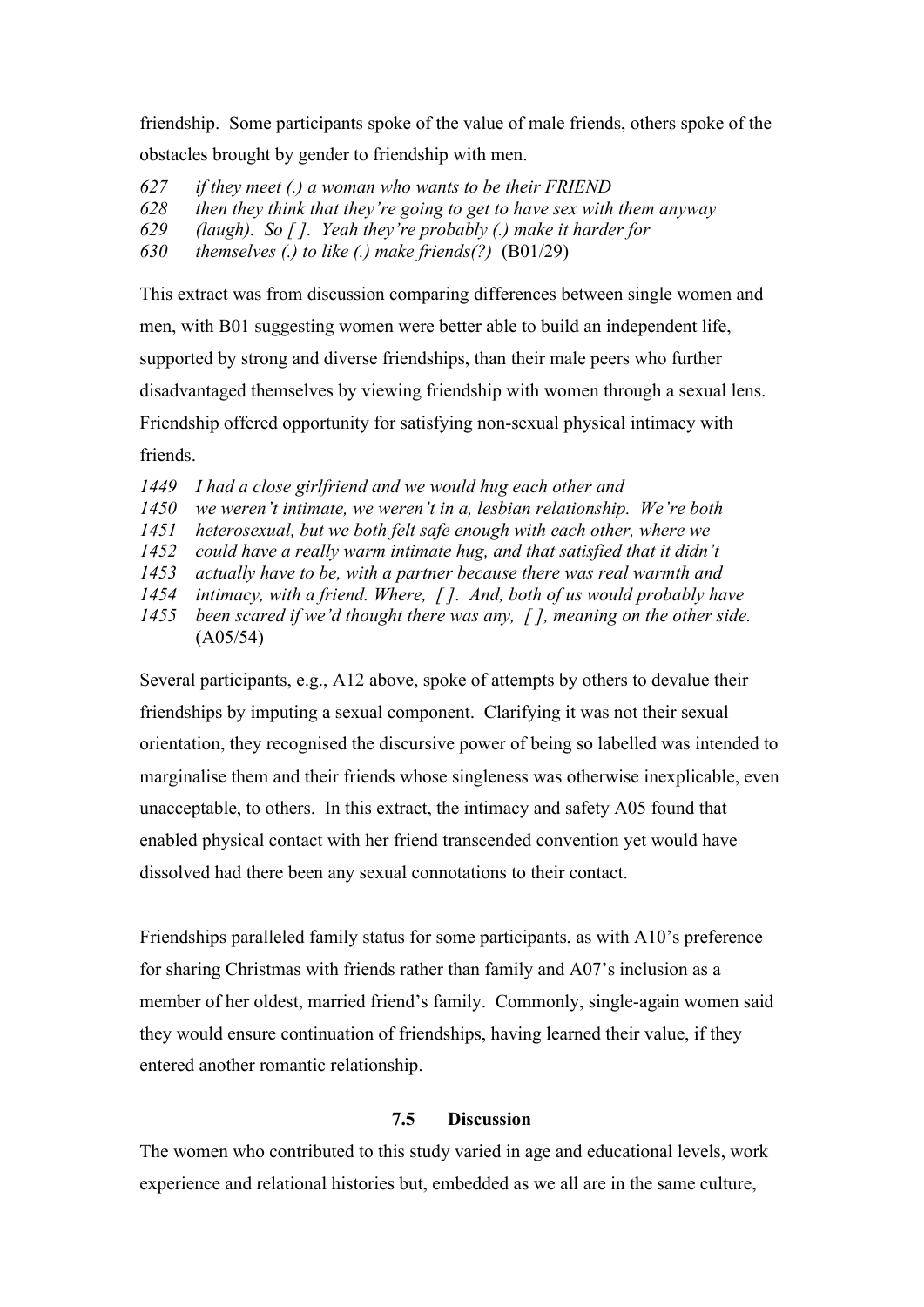friendship. Some participants spoke of the value of male friends, others spoke of the obstacles brought by gender to friendship with men.

*627 if they meet (.) a woman who wants to be their FRIEND*
*628 then they think that they're going to get to have sex with them anyway*
*629 (laugh). So [ ]. Yeah they're probably (.) make it harder for*
*630 themselves (.) to like (.) make friends(?)* (B01/29)

This extract was from discussion comparing differences between single women and men, with B01 suggesting women were better able to build an independent life, supported by strong and diverse friendships, than their male peers who further disadvantaged themselves by viewing friendship with women through a sexual lens. Friendship offered opportunity for satisfying non-sexual physical intimacy with friends.

*1449 I had a close girlfriend and we would hug each other and*
*1450 we weren't intimate, we weren't in a, lesbian relationship. We're both*
*1451 heterosexual, but we both felt safe enough with each other, where we*
*1452 could have a really warm intimate hug, and that satisfied that it didn't*
*1453 actually have to be, with a partner because there was real warmth and*
*1454 intimacy, with a friend. Where, [ ]. And, both of us would probably have*
*1455 been scared if we'd thought there was any, [ ], meaning on the other side.*
(A05/54)

Several participants, e.g., A12 above, spoke of attempts by others to devalue their friendships by imputing a sexual component. Clarifying it was not their sexual orientation, they recognised the discursive power of being so labelled was intended to marginalise them and their friends whose singleness was otherwise inexplicable, even unacceptable, to others. In this extract, the intimacy and safety A05 found that enabled physical contact with her friend transcended convention yet would have dissolved had there been any sexual connotations to their contact.

Friendships paralleled family status for some participants, as with A10's preference for sharing Christmas with friends rather than family and A07's inclusion as a member of her oldest, married friend's family. Commonly, single-again women said they would ensure continuation of friendships, having learned their value, if they entered another romantic relationship.

### 7.5 Discussion

The women who contributed to this study varied in age and educational levels, work experience and relational histories but, embedded as we all are in the same culture,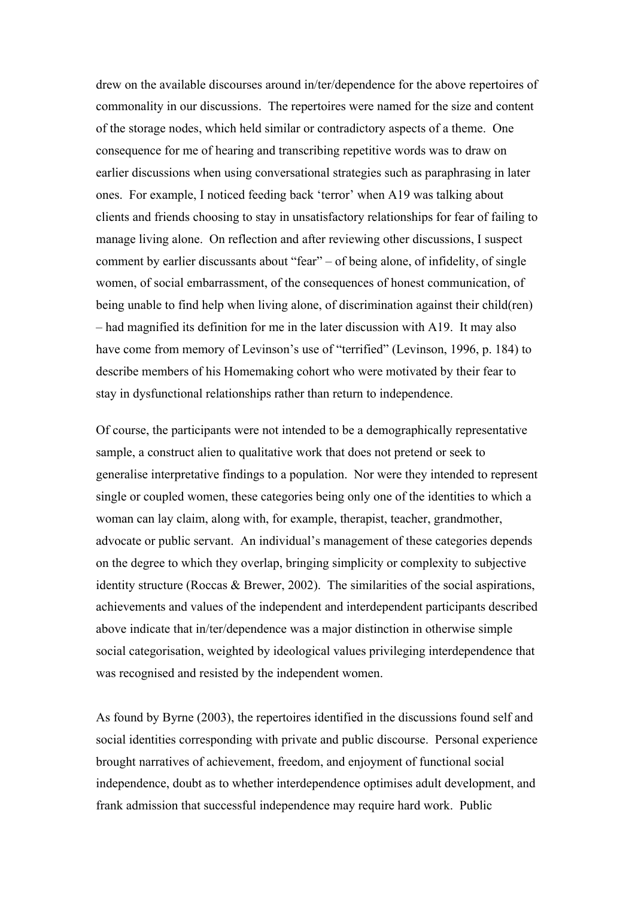drew on the available discourses around in/ter/dependence for the above repertoires of commonality in our discussions. The repertoires were named for the size and content of the storage nodes, which held similar or contradictory aspects of a theme. One consequence for me of hearing and transcribing repetitive words was to draw on earlier discussions when using conversational strategies such as paraphrasing in later ones. For example, I noticed feeding back 'terror' when A19 was talking about clients and friends choosing to stay in unsatisfactory relationships for fear of failing to manage living alone. On reflection and after reviewing other discussions, I suspect comment by earlier discussants about "fear" – of being alone, of infidelity, of single women, of social embarrassment, of the consequences of honest communication, of being unable to find help when living alone, of discrimination against their child(ren) – had magnified its definition for me in the later discussion with A19. It may also have come from memory of Levinson's use of "terrified" (Levinson, 1996, p. 184) to describe members of his Homemaking cohort who were motivated by their fear to stay in dysfunctional relationships rather than return to independence.

Of course, the participants were not intended to be a demographically representative sample, a construct alien to qualitative work that does not pretend or seek to generalise interpretative findings to a population. Nor were they intended to represent single or coupled women, these categories being only one of the identities to which a woman can lay claim, along with, for example, therapist, teacher, grandmother, advocate or public servant. An individual's management of these categories depends on the degree to which they overlap, bringing simplicity or complexity to subjective identity structure (Roccas & Brewer, 2002). The similarities of the social aspirations, achievements and values of the independent and interdependent participants described above indicate that in/ter/dependence was a major distinction in otherwise simple social categorisation, weighted by ideological values privileging interdependence that was recognised and resisted by the independent women.

As found by Byrne (2003), the repertoires identified in the discussions found self and social identities corresponding with private and public discourse. Personal experience brought narratives of achievement, freedom, and enjoyment of functional social independence, doubt as to whether interdependence optimises adult development, and frank admission that successful independence may require hard work. Public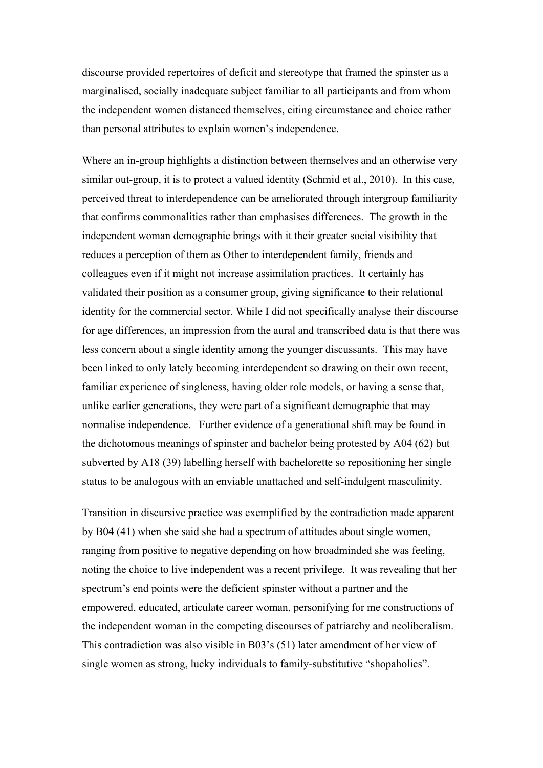discourse provided repertoires of deficit and stereotype that framed the spinster as a marginalised, socially inadequate subject familiar to all participants and from whom the independent women distanced themselves, citing circumstance and choice rather than personal attributes to explain women's independence.

Where an in-group highlights a distinction between themselves and an otherwise very similar out-group, it is to protect a valued identity (Schmid et al., 2010). In this case, perceived threat to interdependence can be ameliorated through intergroup familiarity that confirms commonalities rather than emphasises differences. The growth in the independent woman demographic brings with it their greater social visibility that reduces a perception of them as Other to interdependent family, friends and colleagues even if it might not increase assimilation practices. It certainly has validated their position as a consumer group, giving significance to their relational identity for the commercial sector. While I did not specifically analyse their discourse for age differences, an impression from the aural and transcribed data is that there was less concern about a single identity among the younger discussants. This may have been linked to only lately becoming interdependent so drawing on their own recent, familiar experience of singleness, having older role models, or having a sense that, unlike earlier generations, they were part of a significant demographic that may normalise independence. Further evidence of a generational shift may be found in the dichotomous meanings of spinster and bachelor being protested by A04 (62) but subverted by A18 (39) labelling herself with bachelorette so repositioning her single status to be analogous with an enviable unattached and self-indulgent masculinity.

Transition in discursive practice was exemplified by the contradiction made apparent by B04 (41) when she said she had a spectrum of attitudes about single women, ranging from positive to negative depending on how broadminded she was feeling, noting the choice to live independent was a recent privilege. It was revealing that her spectrum's end points were the deficient spinster without a partner and the empowered, educated, articulate career woman, personifying for me constructions of the independent woman in the competing discourses of patriarchy and neoliberalism. This contradiction was also visible in B03's (51) later amendment of her view of single women as strong, lucky individuals to family-substitutive "shopaholics".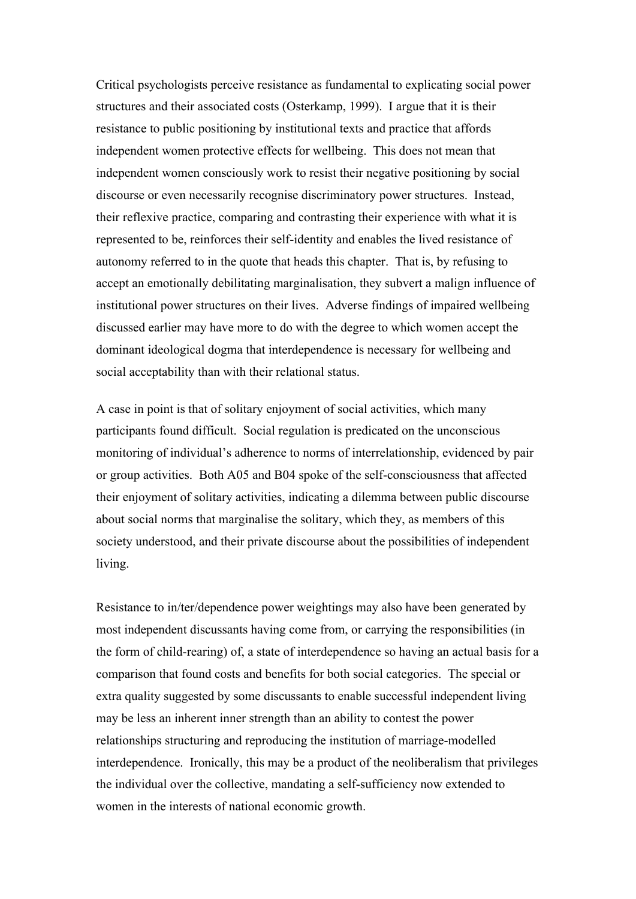Critical psychologists perceive resistance as fundamental to explicating social power structures and their associated costs (Osterkamp, 1999). I argue that it is their resistance to public positioning by institutional texts and practice that affords independent women protective effects for wellbeing. This does not mean that independent women consciously work to resist their negative positioning by social discourse or even necessarily recognise discriminatory power structures. Instead, their reflexive practice, comparing and contrasting their experience with what it is represented to be, reinforces their self-identity and enables the lived resistance of autonomy referred to in the quote that heads this chapter. That is, by refusing to accept an emotionally debilitating marginalisation, they subvert a malign influence of institutional power structures on their lives. Adverse findings of impaired wellbeing discussed earlier may have more to do with the degree to which women accept the dominant ideological dogma that interdependence is necessary for wellbeing and social acceptability than with their relational status.

A case in point is that of solitary enjoyment of social activities, which many participants found difficult. Social regulation is predicated on the unconscious monitoring of individual's adherence to norms of interrelationship, evidenced by pair or group activities. Both A05 and B04 spoke of the self-consciousness that affected their enjoyment of solitary activities, indicating a dilemma between public discourse about social norms that marginalise the solitary, which they, as members of this society understood, and their private discourse about the possibilities of independent living.

Resistance to in/ter/dependence power weightings may also have been generated by most independent discussants having come from, or carrying the responsibilities (in the form of child-rearing) of, a state of interdependence so having an actual basis for a comparison that found costs and benefits for both social categories. The special or extra quality suggested by some discussants to enable successful independent living may be less an inherent inner strength than an ability to contest the power relationships structuring and reproducing the institution of marriage-modelled interdependence. Ironically, this may be a product of the neoliberalism that privileges the individual over the collective, mandating a self-sufficiency now extended to women in the interests of national economic growth.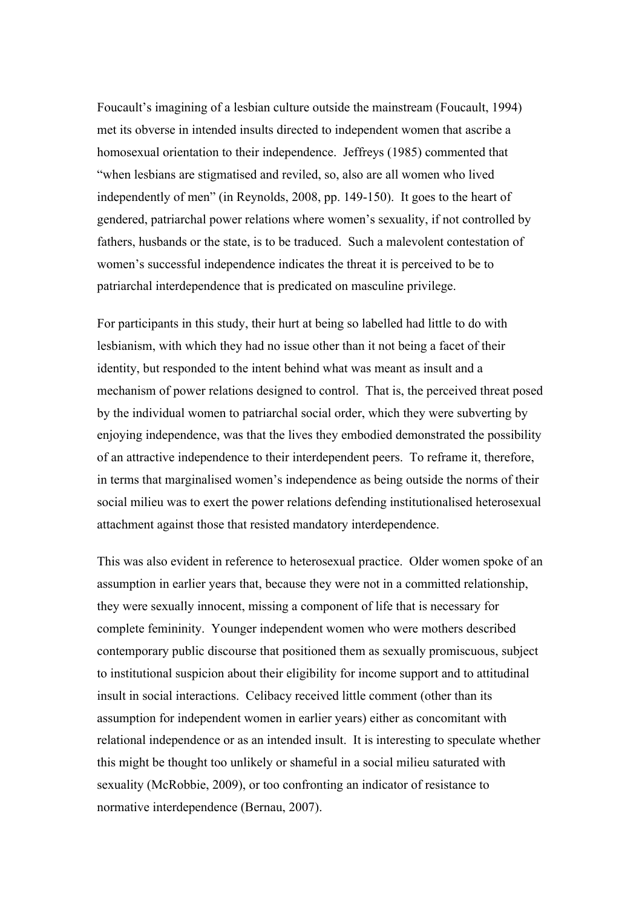Foucault's imagining of a lesbian culture outside the mainstream (Foucault, 1994) met its obverse in intended insults directed to independent women that ascribe a homosexual orientation to their independence. Jeffreys (1985) commented that "when lesbians are stigmatised and reviled, so, also are all women who lived independently of men" (in Reynolds, 2008, pp. 149-150). It goes to the heart of gendered, patriarchal power relations where women's sexuality, if not controlled by fathers, husbands or the state, is to be traduced. Such a malevolent contestation of women's successful independence indicates the threat it is perceived to be to patriarchal interdependence that is predicated on masculine privilege.

For participants in this study, their hurt at being so labelled had little to do with lesbianism, with which they had no issue other than it not being a facet of their identity, but responded to the intent behind what was meant as insult and a mechanism of power relations designed to control. That is, the perceived threat posed by the individual women to patriarchal social order, which they were subverting by enjoying independence, was that the lives they embodied demonstrated the possibility of an attractive independence to their interdependent peers. To reframe it, therefore, in terms that marginalised women's independence as being outside the norms of their social milieu was to exert the power relations defending institutionalised heterosexual attachment against those that resisted mandatory interdependence.

This was also evident in reference to heterosexual practice. Older women spoke of an assumption in earlier years that, because they were not in a committed relationship, they were sexually innocent, missing a component of life that is necessary for complete femininity. Younger independent women who were mothers described contemporary public discourse that positioned them as sexually promiscuous, subject to institutional suspicion about their eligibility for income support and to attitudinal insult in social interactions. Celibacy received little comment (other than its assumption for independent women in earlier years) either as concomitant with relational independence or as an intended insult. It is interesting to speculate whether this might be thought too unlikely or shameful in a social milieu saturated with sexuality (McRobbie, 2009), or too confronting an indicator of resistance to normative interdependence (Bernau, 2007).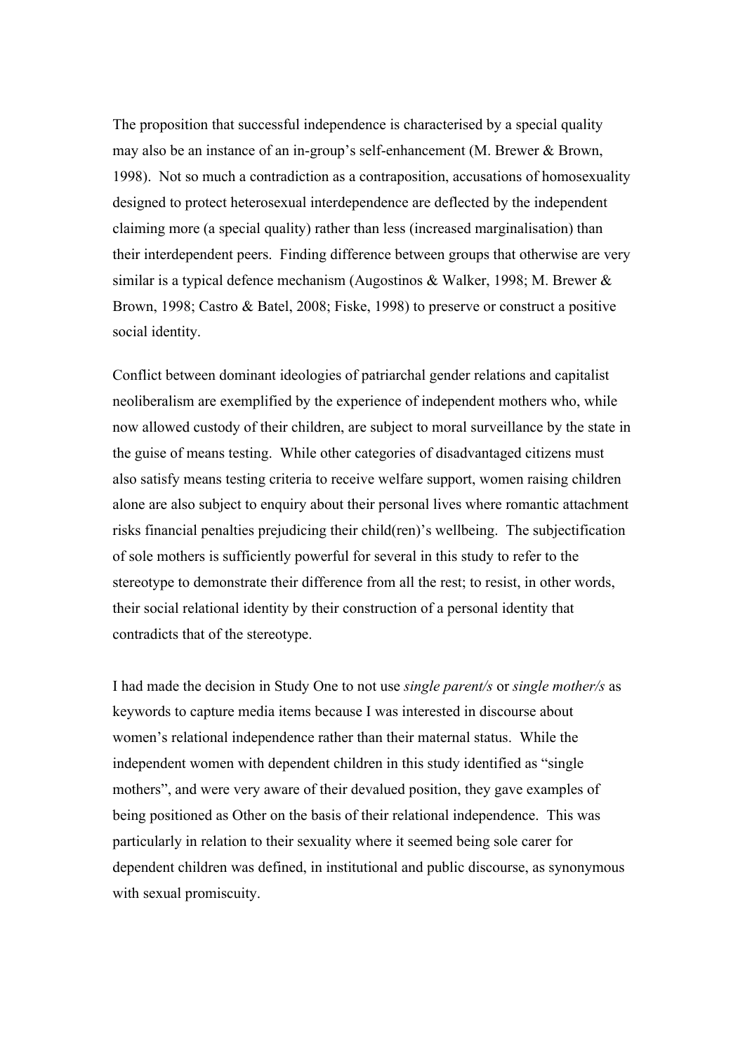The proposition that successful independence is characterised by a special quality may also be an instance of an in-group's self-enhancement (M. Brewer & Brown, 1998). Not so much a contradiction as a contraposition, accusations of homosexuality designed to protect heterosexual interdependence are deflected by the independent claiming more (a special quality) rather than less (increased marginalisation) than their interdependent peers. Finding difference between groups that otherwise are very similar is a typical defence mechanism (Augostinos & Walker, 1998; M. Brewer & Brown, 1998; Castro & Batel, 2008; Fiske, 1998) to preserve or construct a positive social identity.

Conflict between dominant ideologies of patriarchal gender relations and capitalist neoliberalism are exemplified by the experience of independent mothers who, while now allowed custody of their children, are subject to moral surveillance by the state in the guise of means testing. While other categories of disadvantaged citizens must also satisfy means testing criteria to receive welfare support, women raising children alone are also subject to enquiry about their personal lives where romantic attachment risks financial penalties prejudicing their child(ren)'s wellbeing. The subjectification of sole mothers is sufficiently powerful for several in this study to refer to the stereotype to demonstrate their difference from all the rest; to resist, in other words, their social relational identity by their construction of a personal identity that contradicts that of the stereotype.

I had made the decision in Study One to not use *single parent/s* or *single mother/s* as keywords to capture media items because I was interested in discourse about women's relational independence rather than their maternal status. While the independent women with dependent children in this study identified as "single mothers", and were very aware of their devalued position, they gave examples of being positioned as Other on the basis of their relational independence. This was particularly in relation to their sexuality where it seemed being sole carer for dependent children was defined, in institutional and public discourse, as synonymous with sexual promiscuity.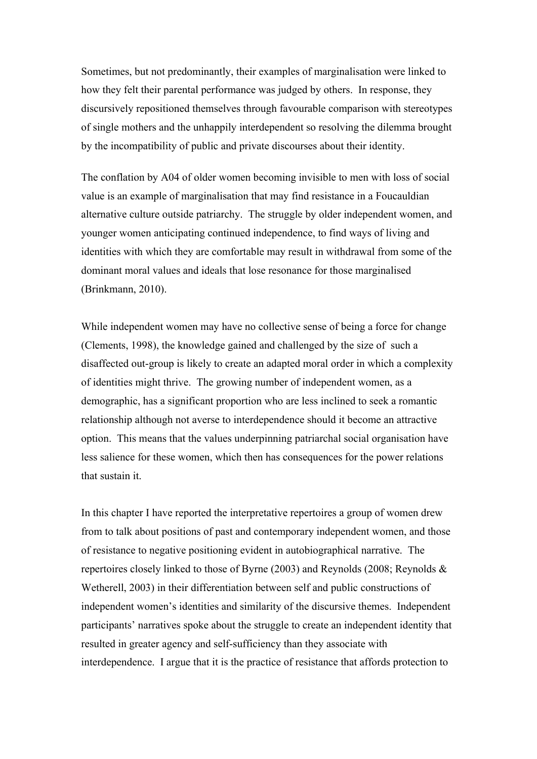Sometimes, but not predominantly, their examples of marginalisation were linked to how they felt their parental performance was judged by others. In response, they discursively repositioned themselves through favourable comparison with stereotypes of single mothers and the unhappily interdependent so resolving the dilemma brought by the incompatibility of public and private discourses about their identity.

The conflation by A04 of older women becoming invisible to men with loss of social value is an example of marginalisation that may find resistance in a Foucauldian alternative culture outside patriarchy. The struggle by older independent women, and younger women anticipating continued independence, to find ways of living and identities with which they are comfortable may result in withdrawal from some of the dominant moral values and ideals that lose resonance for those marginalised (Brinkmann, 2010).

While independent women may have no collective sense of being a force for change (Clements, 1998), the knowledge gained and challenged by the size of such a disaffected out-group is likely to create an adapted moral order in which a complexity of identities might thrive. The growing number of independent women, as a demographic, has a significant proportion who are less inclined to seek a romantic relationship although not averse to interdependence should it become an attractive option. This means that the values underpinning patriarchal social organisation have less salience for these women, which then has consequences for the power relations that sustain it.

In this chapter I have reported the interpretative repertoires a group of women drew from to talk about positions of past and contemporary independent women, and those of resistance to negative positioning evident in autobiographical narrative. The repertoires closely linked to those of Byrne (2003) and Reynolds (2008; Reynolds & Wetherell, 2003) in their differentiation between self and public constructions of independent women's identities and similarity of the discursive themes. Independent participants' narratives spoke about the struggle to create an independent identity that resulted in greater agency and self-sufficiency than they associate with interdependence. I argue that it is the practice of resistance that affords protection to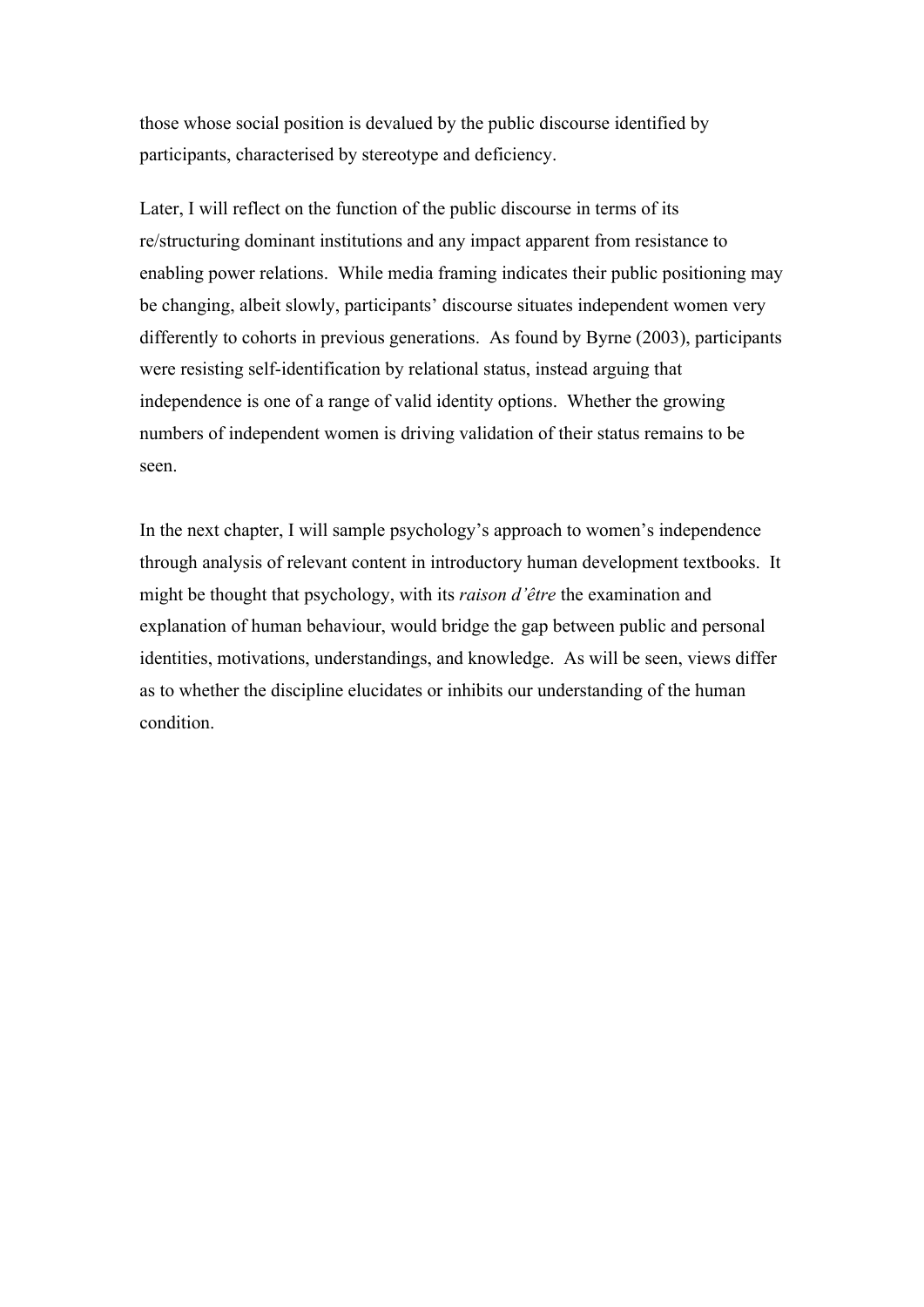those whose social position is devalued by the public discourse identified by participants, characterised by stereotype and deficiency.

Later, I will reflect on the function of the public discourse in terms of its re/structuring dominant institutions and any impact apparent from resistance to enabling power relations. While media framing indicates their public positioning may be changing, albeit slowly, participants' discourse situates independent women very differently to cohorts in previous generations. As found by Byrne (2003), participants were resisting self-identification by relational status, instead arguing that independence is one of a range of valid identity options. Whether the growing numbers of independent women is driving validation of their status remains to be seen.

In the next chapter, I will sample psychology's approach to women's independence through analysis of relevant content in introductory human development textbooks. It might be thought that psychology, with its *raison d'être* the examination and explanation of human behaviour, would bridge the gap between public and personal identities, motivations, understandings, and knowledge. As will be seen, views differ as to whether the discipline elucidates or inhibits our understanding of the human condition.